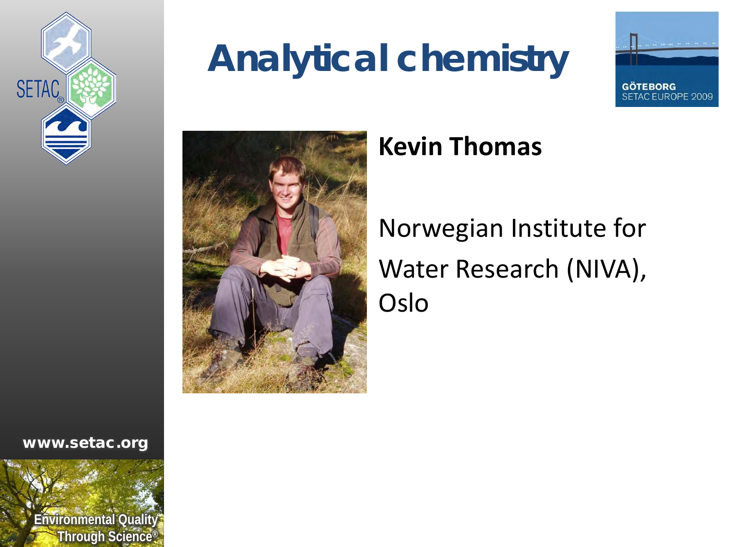# Analytical chemistry

**Kevin Thomas**

Norwegian Institute for Water Research (NIVA), Oslo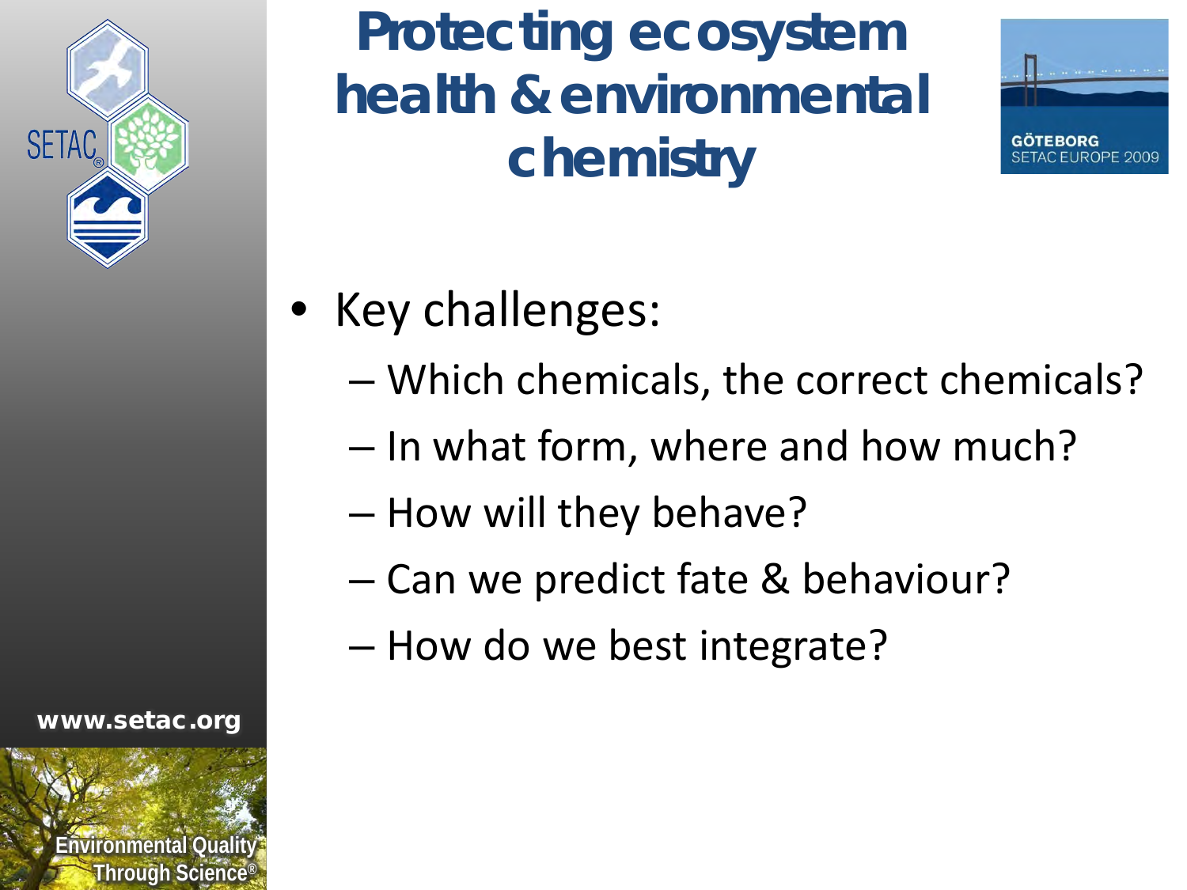# Protecting ecosystem health & environmental chemistry

- Key challenges:
  - Which chemicals, the correct chemicals?
  - In what form, where and how much?
  - How will they behave?
  - Can we predict fate & behaviour?
  - How do we best integrate?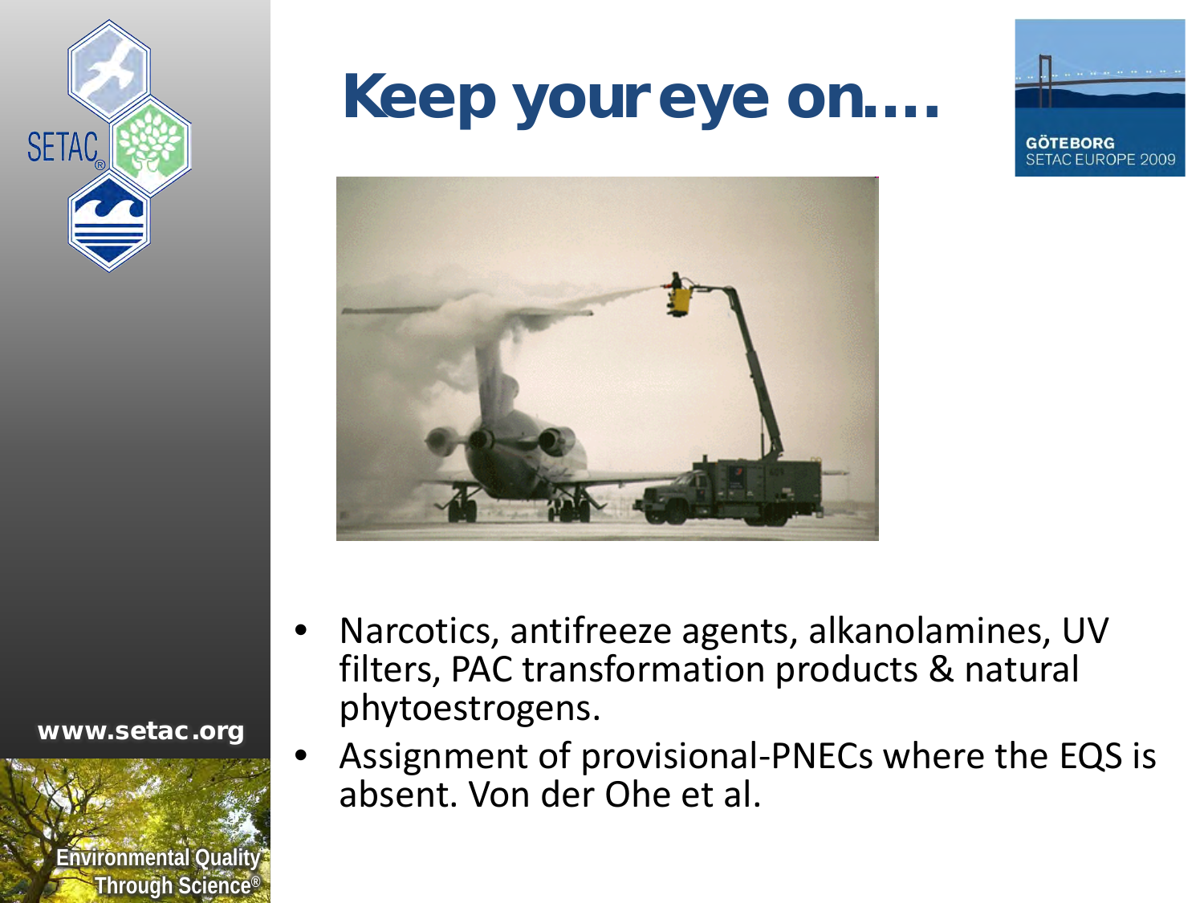# Keep your eye on....

- Narcotics, antifreeze agents, alkanolamines, UV filters, PAC transformation products & natural phytoestrogens.
- Assignment of provisional-PNECs where the EQS is absent. Von der Ohe et al.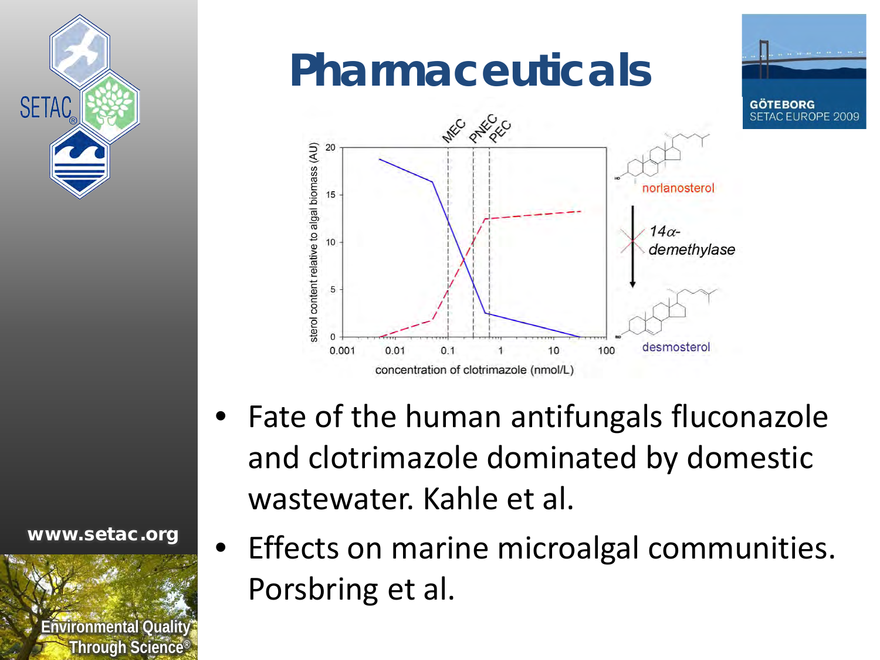# Pharmaceuticals

- Fate of the human antifungals fluconazole and clotrimazole dominated by domestic wastewater. Kahle et al.
- Effects on marine microalgal communities. Porsbring et al.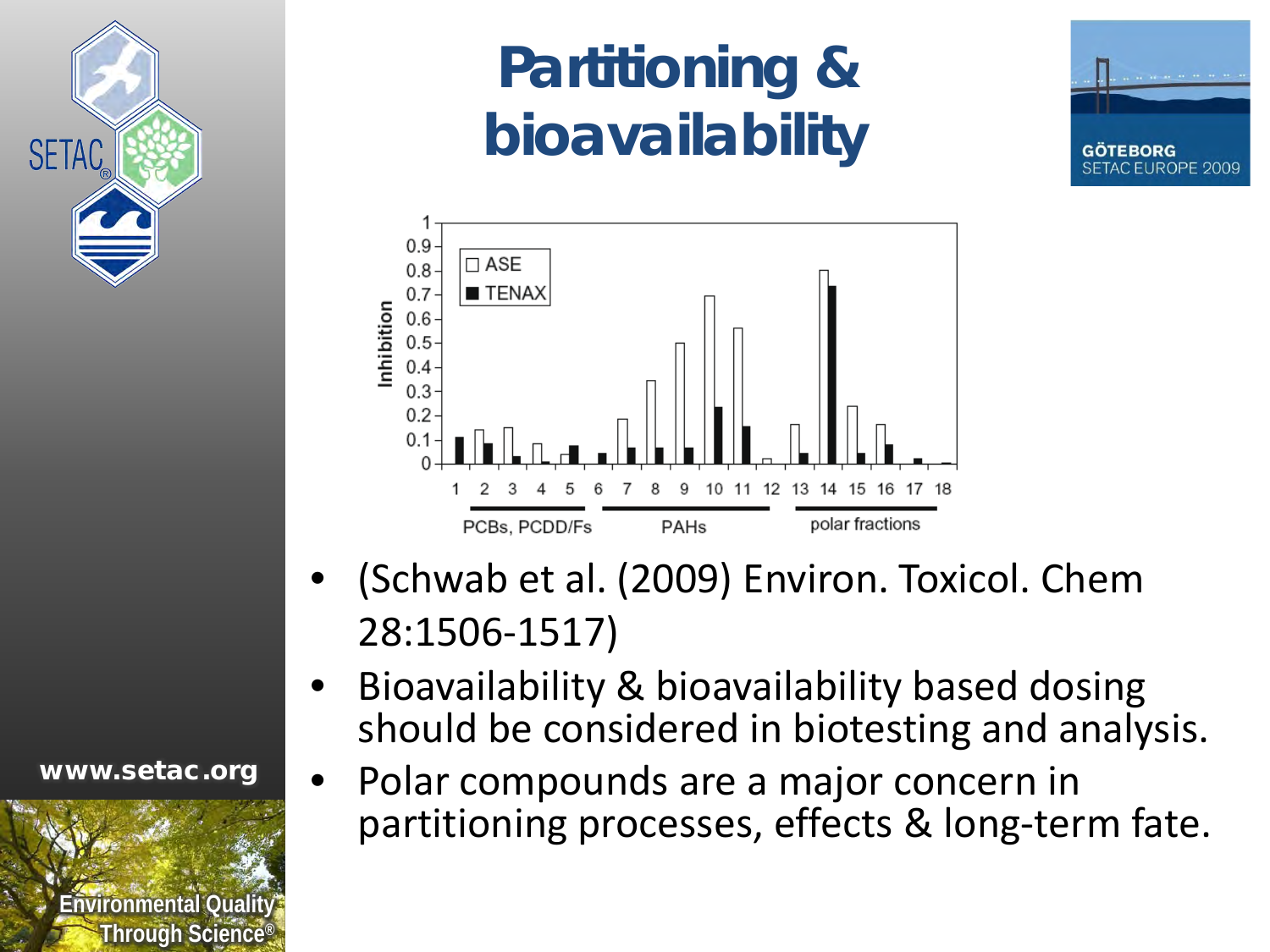# Partitioning & bioavailability

- (Schwab et al. (2009) Environ. Toxicol. Chem 28:1506-1517)
- Bioavailability & bioavailability based dosing should be considered in biotesting and analysis.
- Polar compounds are a major concern in partitioning processes, effects & long-term fate.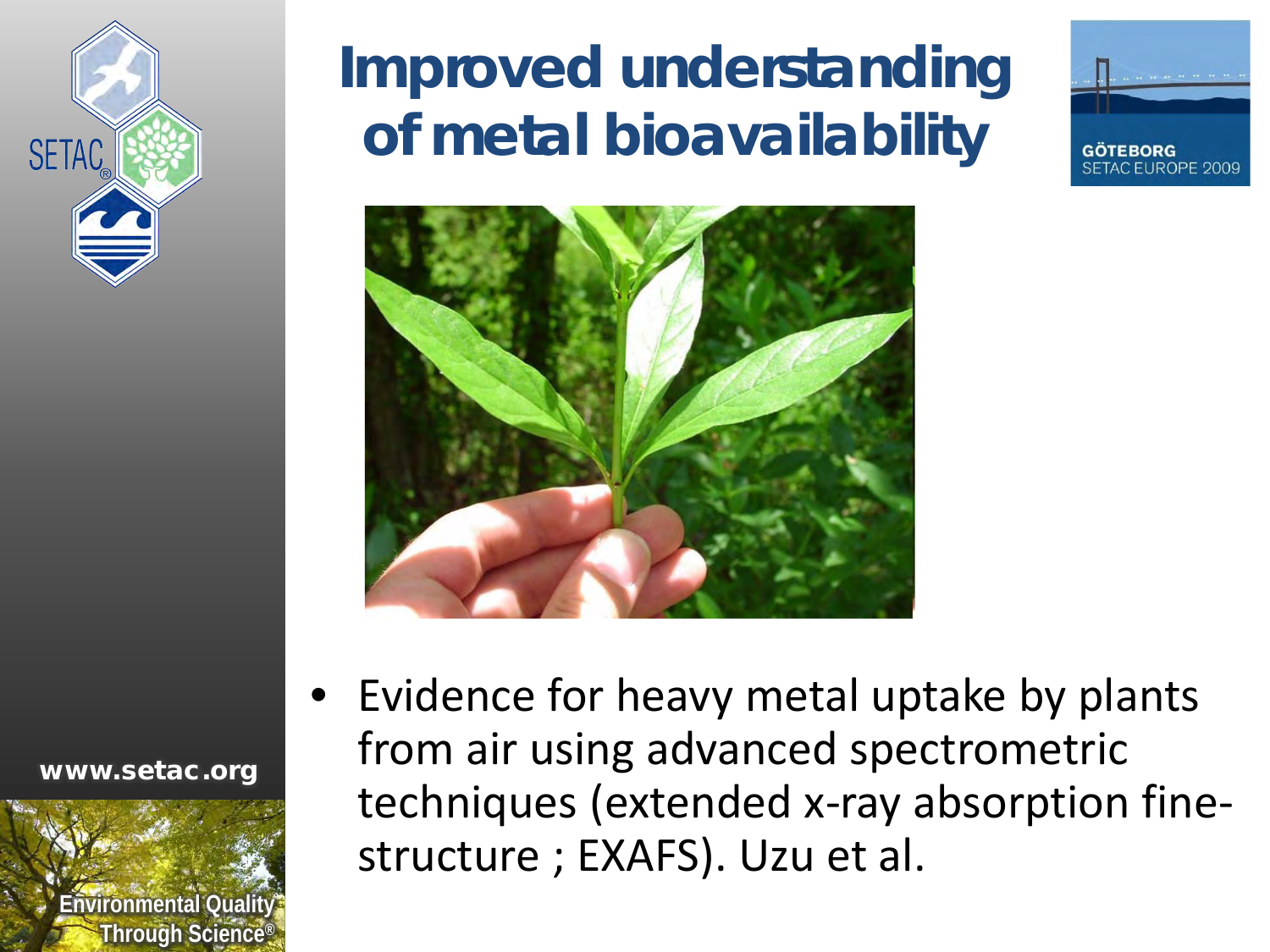# Improved understanding of metal bioavailability

- Evidence for heavy metal uptake by plants from air using advanced spectrometric techniques (extended x-ray absorption fine-structure ; EXAFS). Uzu et al.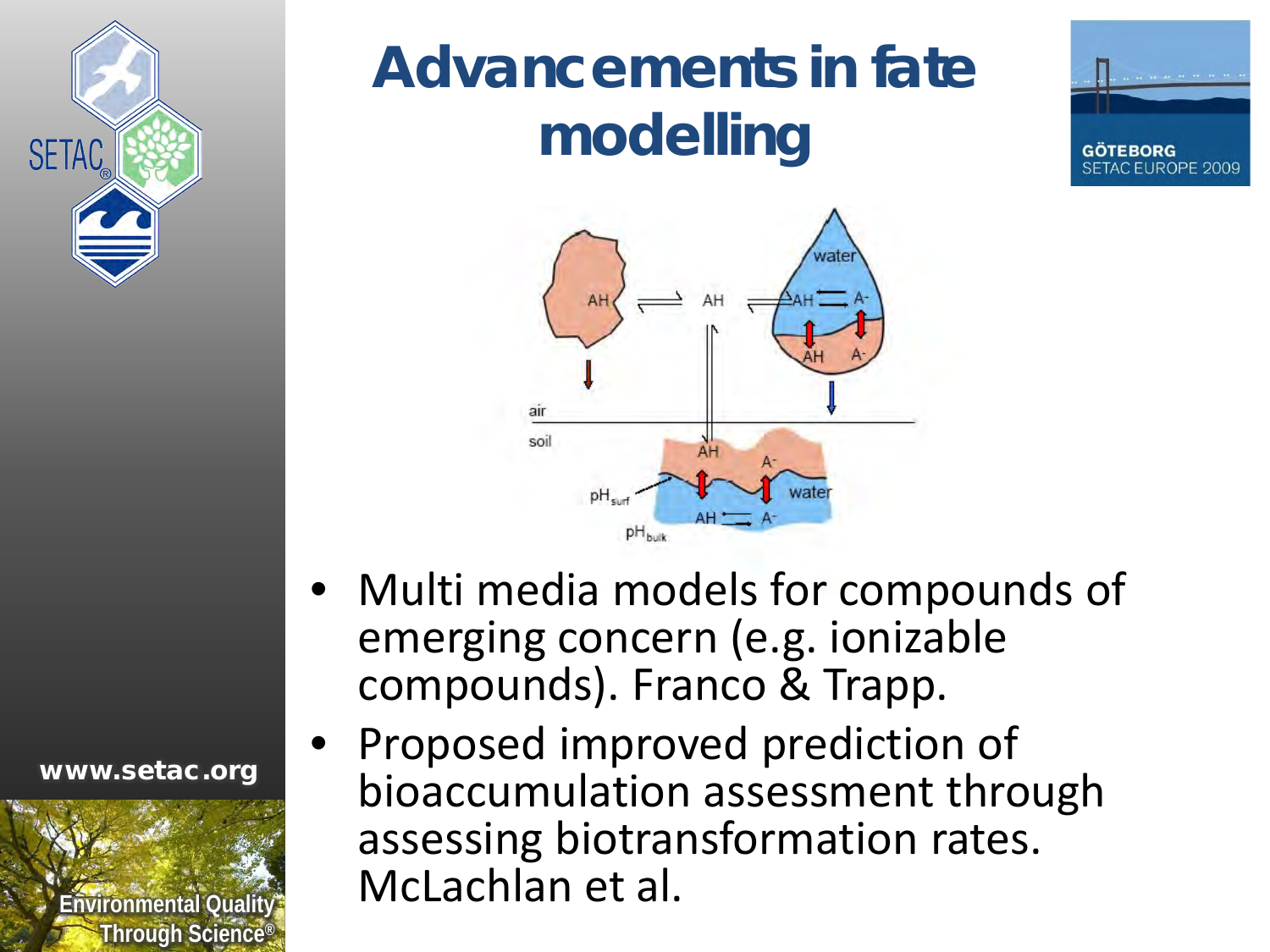# Advancements in fate modelling

- Multi media models for compounds of emerging concern (e.g. ionizable compounds). Franco & Trapp.
- Proposed improved prediction of bioaccumulation assessment through assessing biotransformation rates. McLachlan et al.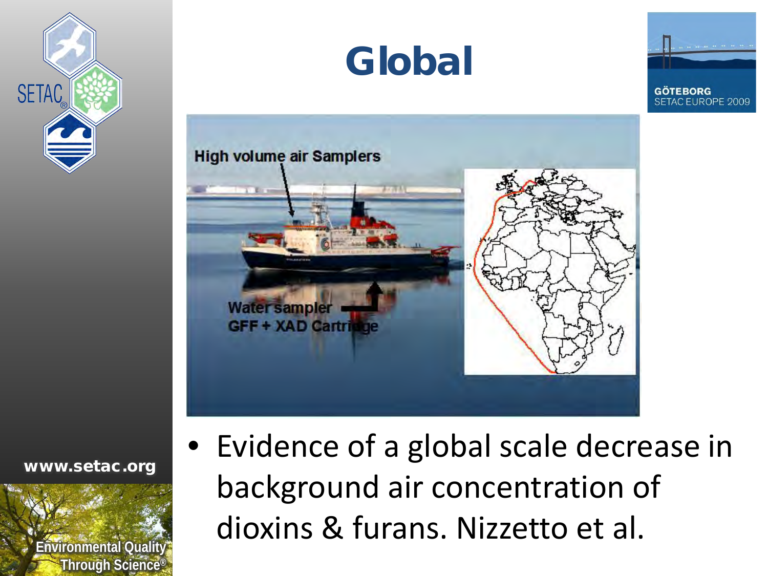# Global

High volume air Samplers

Water sampler
GFF + XAD Cartridge

- Evidence of a global scale decrease in background air concentration of dioxins & furans. Nizzetto et al.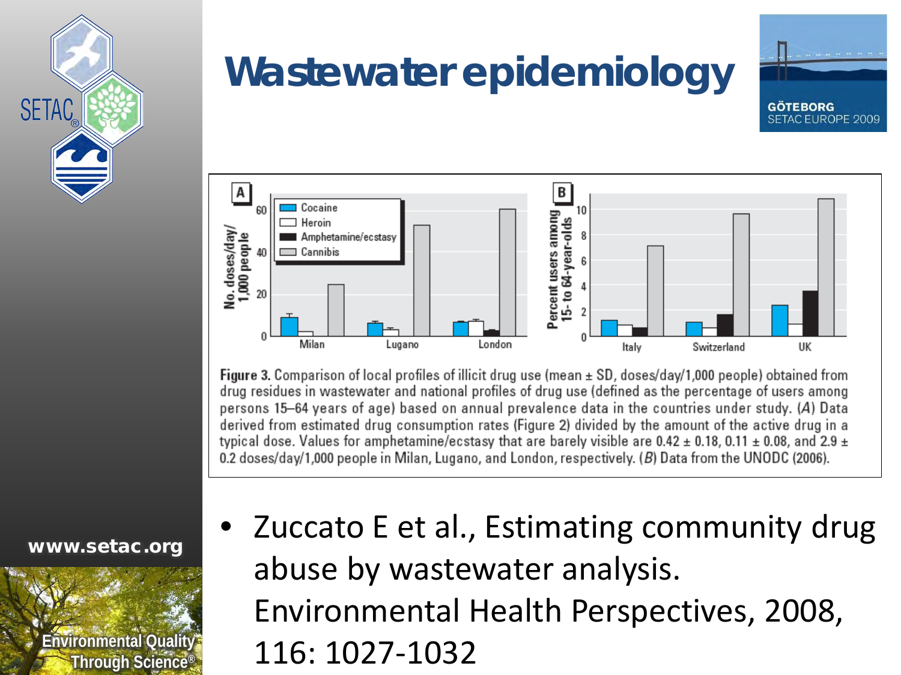# Wastewater epidemiology

Figure 3. Comparison of local profiles of illicit drug use (mean ± SD, doses/day/1,000 people) obtained from drug residues in wastewater and national profiles of drug use (defined as the percentage of users among persons 15–64 years of age) based on annual prevalence data in the countries under study. (*A*) Data derived from estimated drug consumption rates (Figure 2) divided by the amount of the active drug in a typical dose. Values for amphetamine/ecstasy that are barely visible are 0.42 ± 0.18, 0.11 ± 0.08, and 2.9 ± 0.2 doses/day/1,000 people in Milan, Lugano, and London, respectively. (*B*) Data from the UNODC (2006).

- Zuccato E et al., Estimating community drug abuse by wastewater analysis. Environmental Health Perspectives, 2008, 116: 1027-1032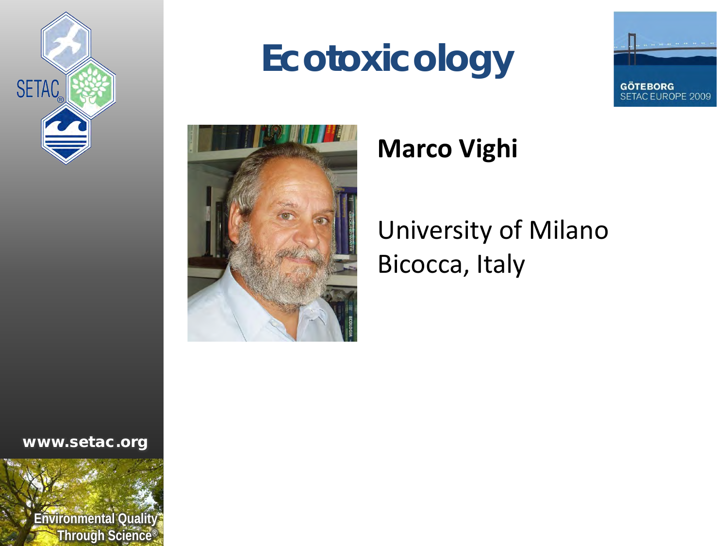# Ecotoxicology

**Marco Vighi**

University of Milano Bicocca, Italy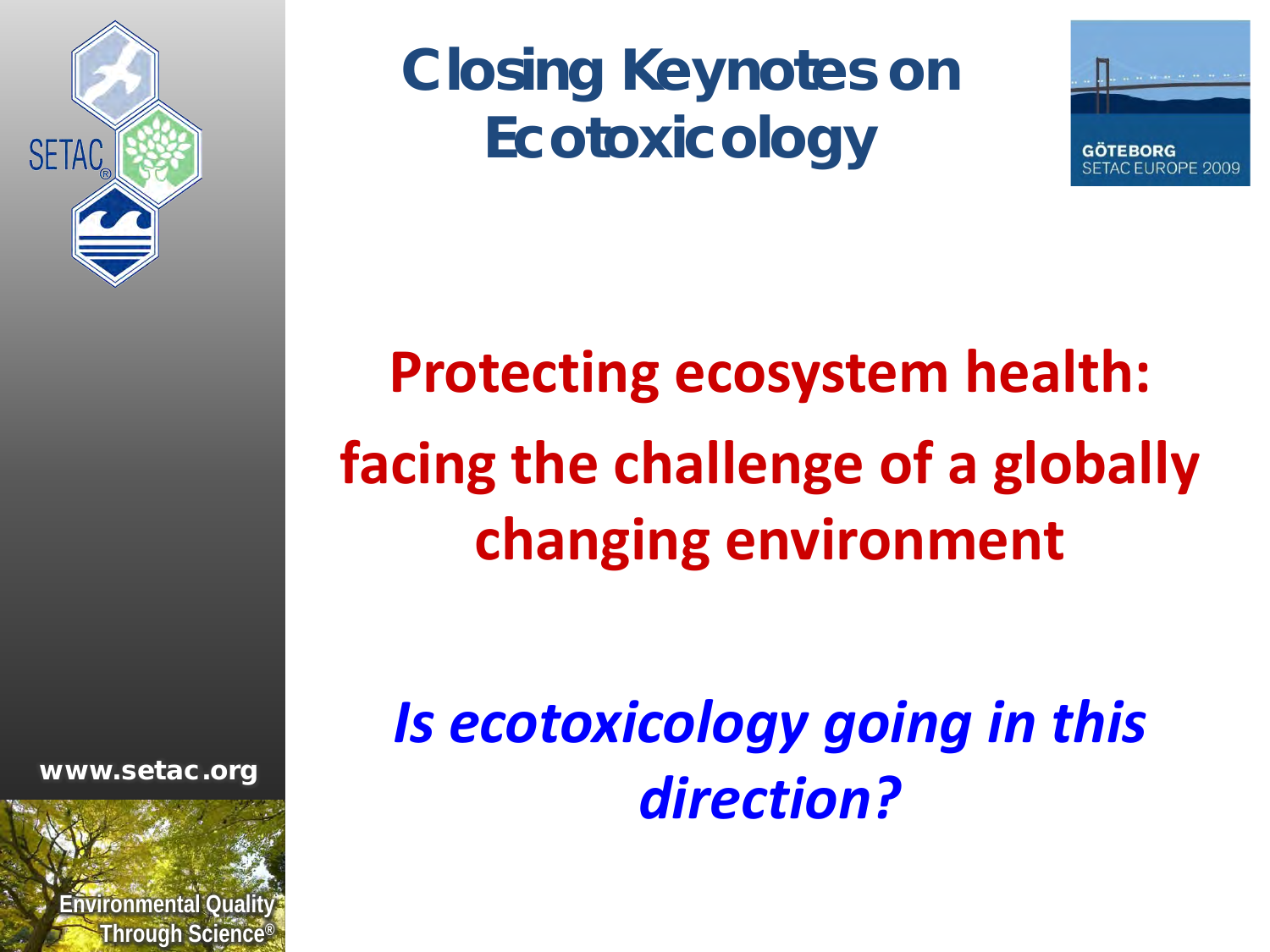# Closing Keynotes on Ecotoxicology

GÖTEBORG
SETAC EUROPE 2009

## Protecting ecosystem health: facing the challenge of a globally changing environment

***Is ecotoxicology going in this direction?***

www.setac.org

Environmental Quality Through Science®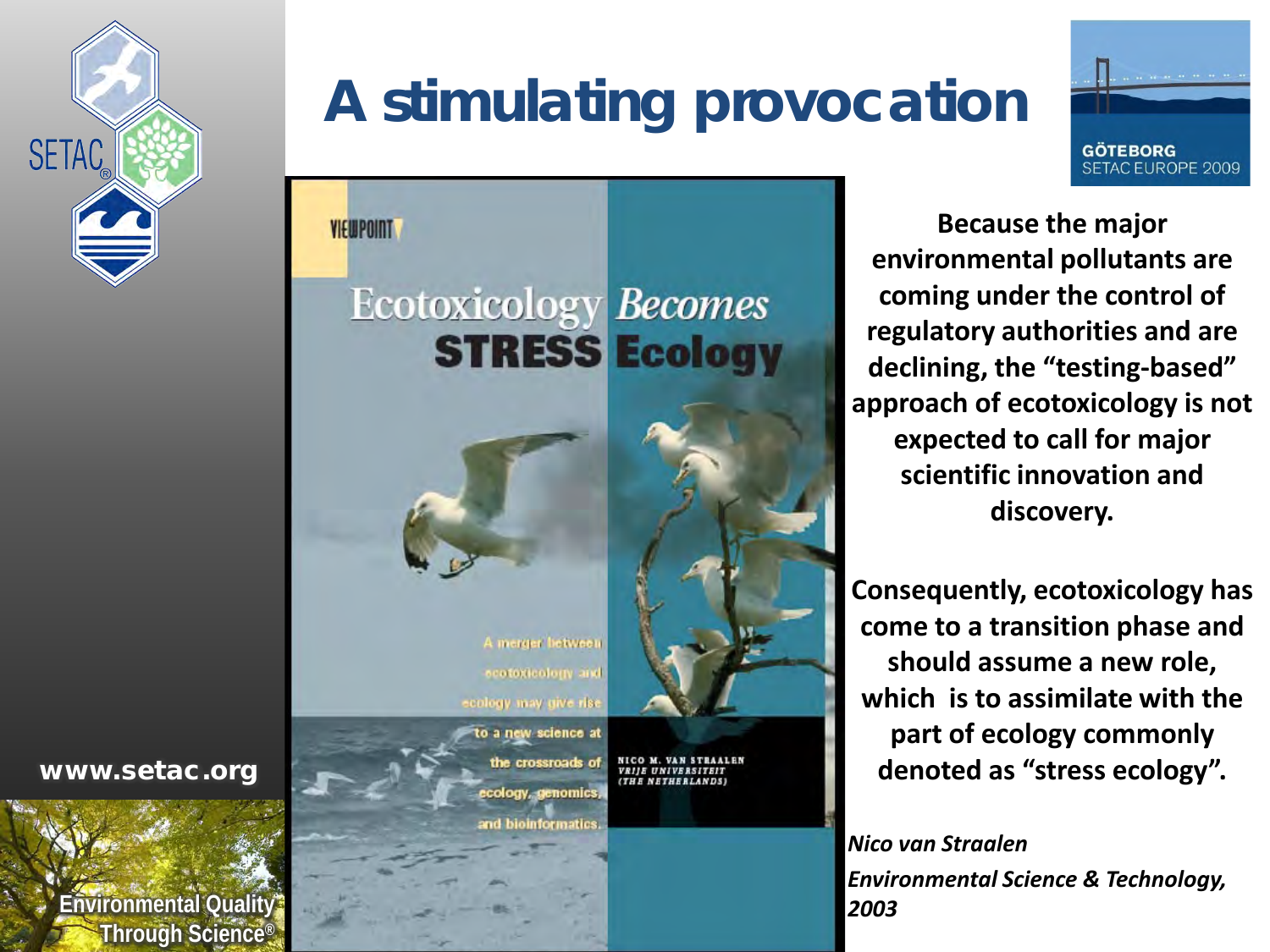# A stimulating provocation

VIEWPOINT

Ecotoxicology Becomes STRESS Ecology

A merger between ecotoxicology and ecology may give rise to a new science at the crossroads of ecology, genomics, and bioinformatics.

NICO M. VAN STRAALEN
VRIJE UNIVERSITEIT
(THE NETHERLANDS)

**Because the major environmental pollutants are coming under the control of regulatory authorities and are declining, the "testing-based" approach of ecotoxicology is not expected to call for major scientific innovation and discovery.**

**Consequently, ecotoxicology has come to a transition phase and should assume a new role, which is to assimilate with the part of ecology commonly denoted as "stress ecology".**

*Nico van Straalen*
*Environmental Science & Technology, 2003*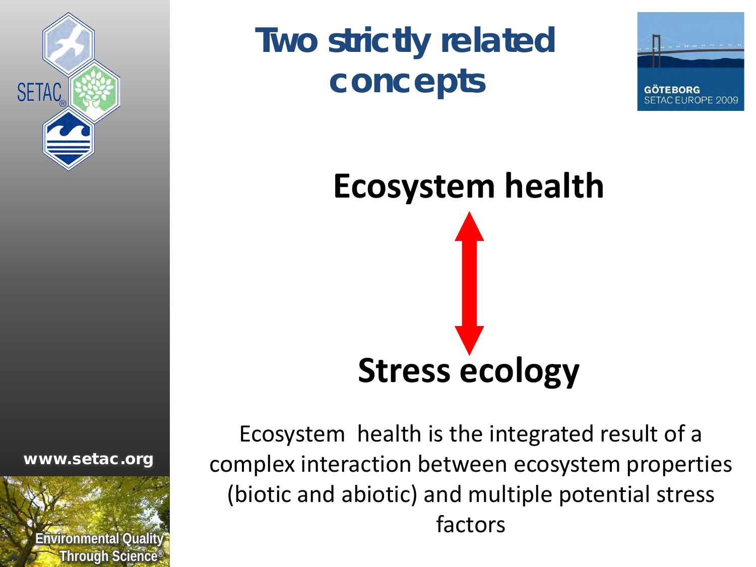# Two strictly related concepts

**Ecosystem health**

↕

**Stress ecology**

Ecosystem health is the integrated result of a complex interaction between ecosystem properties (biotic and abiotic) and multiple potential stress factors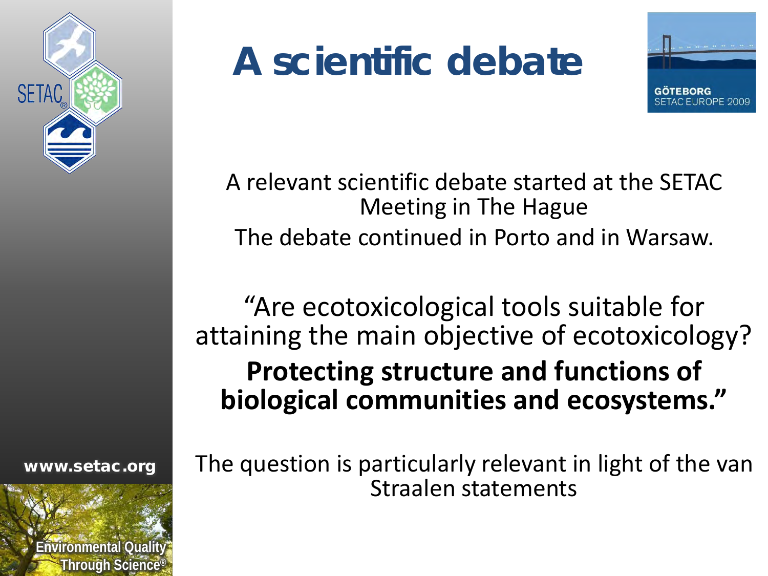# A scientific debate

A relevant scientific debate started at the SETAC Meeting in The Hague

The debate continued in Porto and in Warsaw.

“Are ecotoxicological tools suitable for attaining the main objective of ecotoxicology?

**Protecting structure and functions of biological communities and ecosystems.”**

The question is particularly relevant in light of the van Straalen statements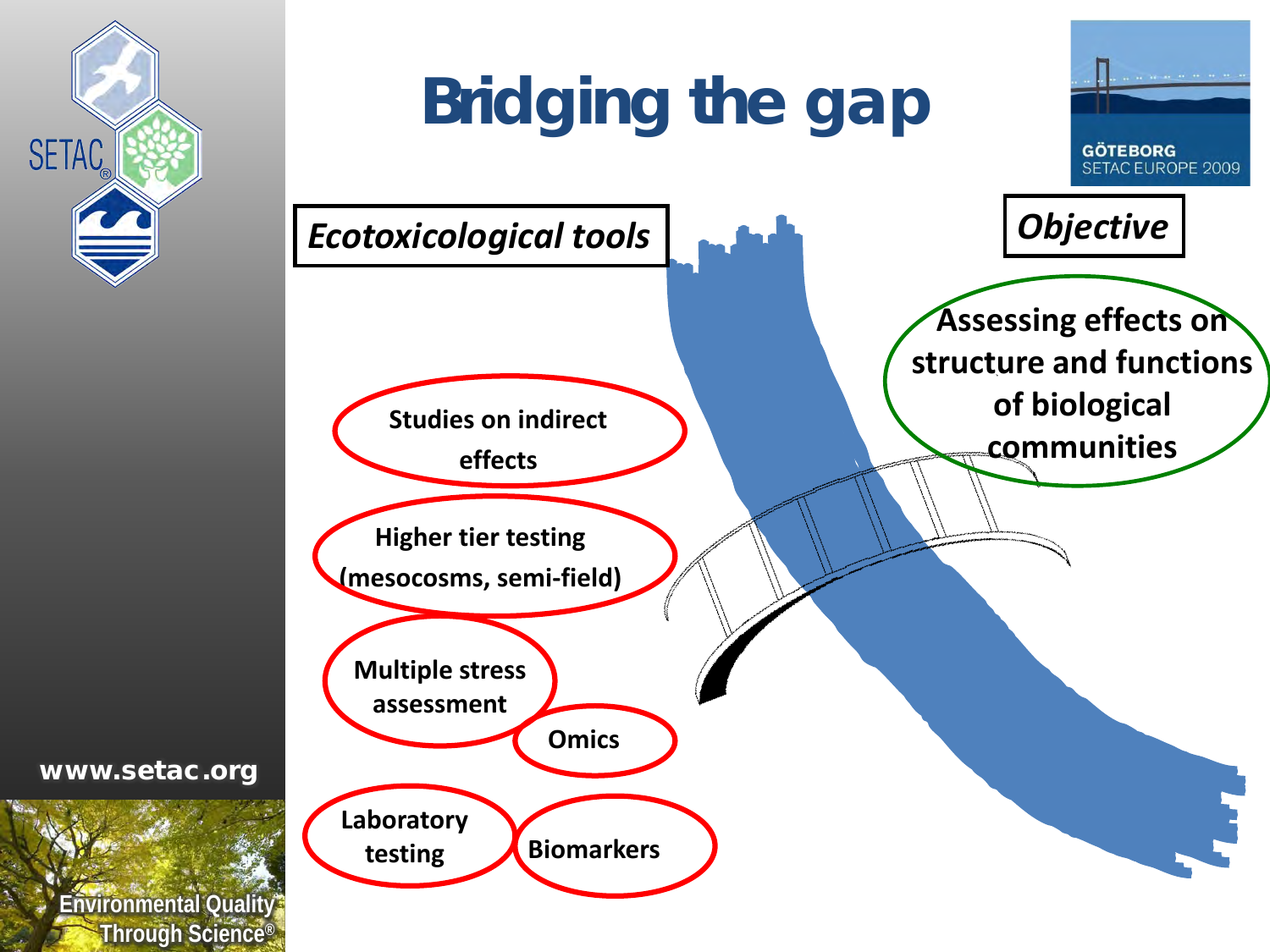# Bridging the gap

*Ecotoxicological tools*

- Studies on indirect effects
- Higher tier testing (mesocosms, semi-field)
- Multiple stress assessment
- Omics
- Laboratory testing
- Biomarkers

*Objective*

Assessing effects on structure and functions of biological communities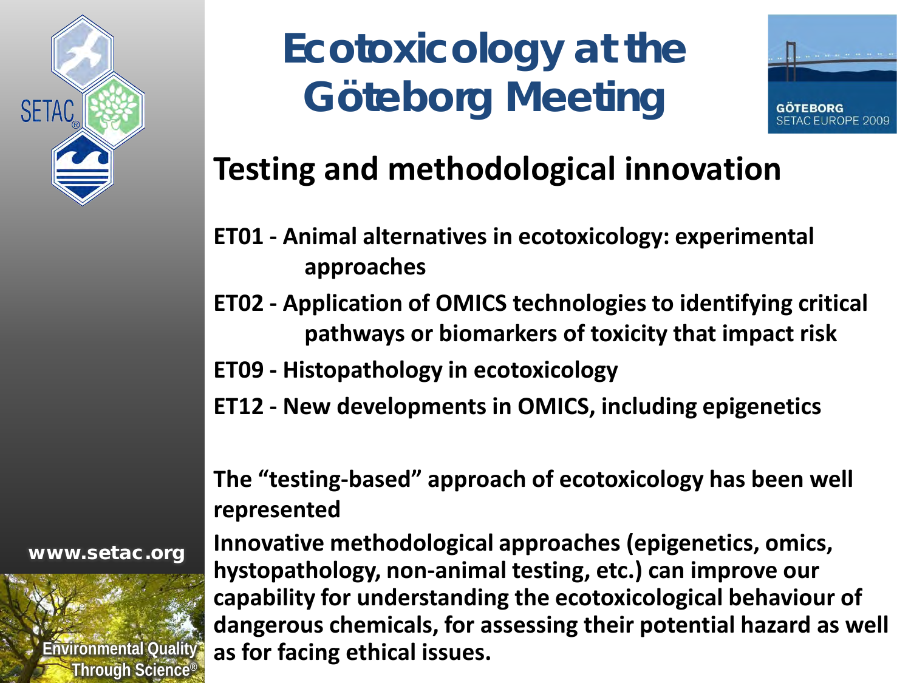# Ecotoxicology at the Göteborg Meeting

## Testing and methodological innovation

**ET01 - Animal alternatives in ecotoxicology: experimental approaches**

**ET02 - Application of OMICS technologies to identifying critical pathways or biomarkers of toxicity that impact risk**

**ET09 - Histopathology in ecotoxicology**

**ET12 - New developments in OMICS, including epigenetics**

**The "testing-based" approach of ecotoxicology has been well represented**

**Innovative methodological approaches (epigenetics, omics, hystopathology, non-animal testing, etc.) can improve our capability for understanding the ecotoxicological behaviour of dangerous chemicals, for assessing their potential hazard as well as for facing ethical issues.**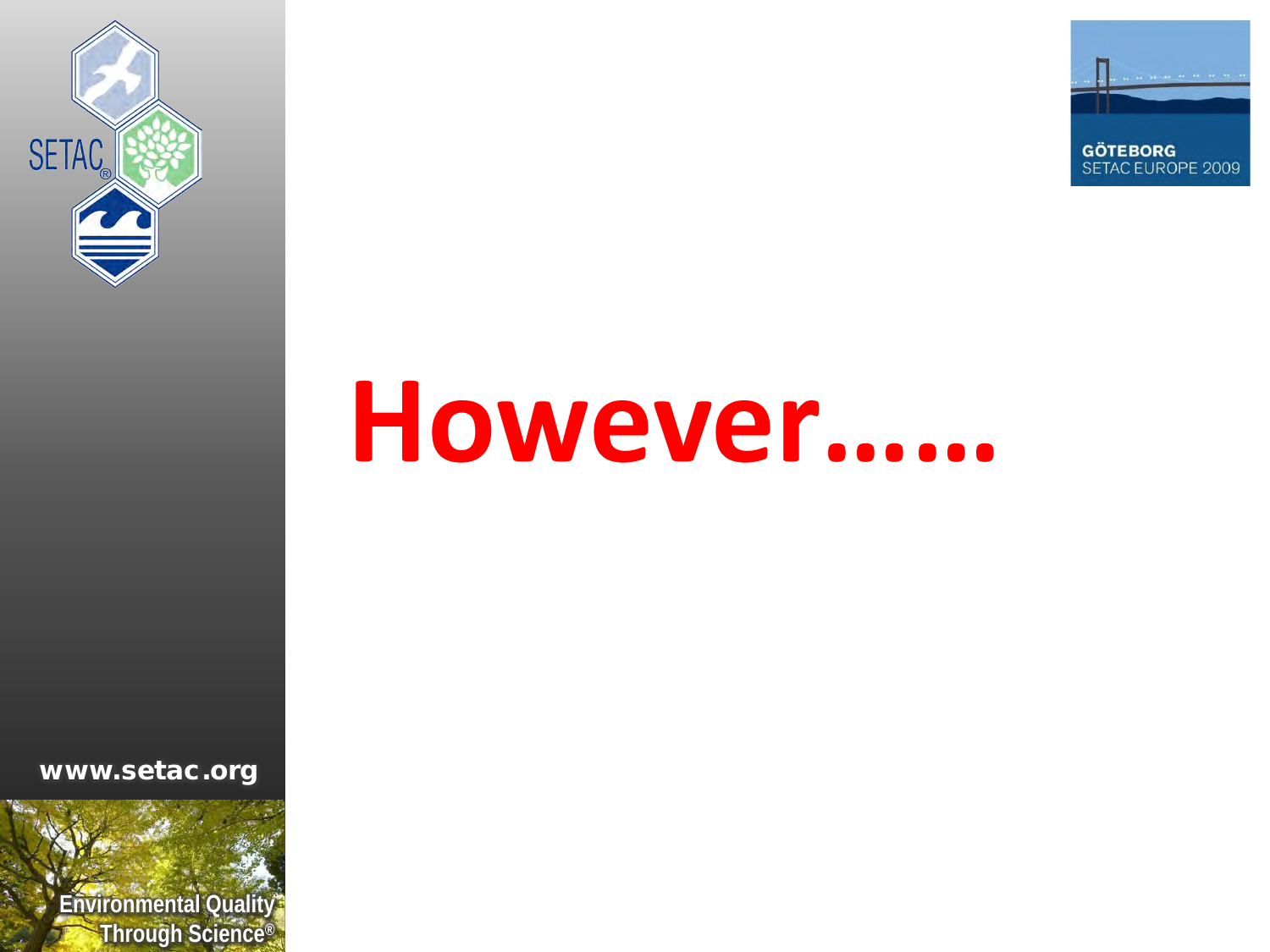# However……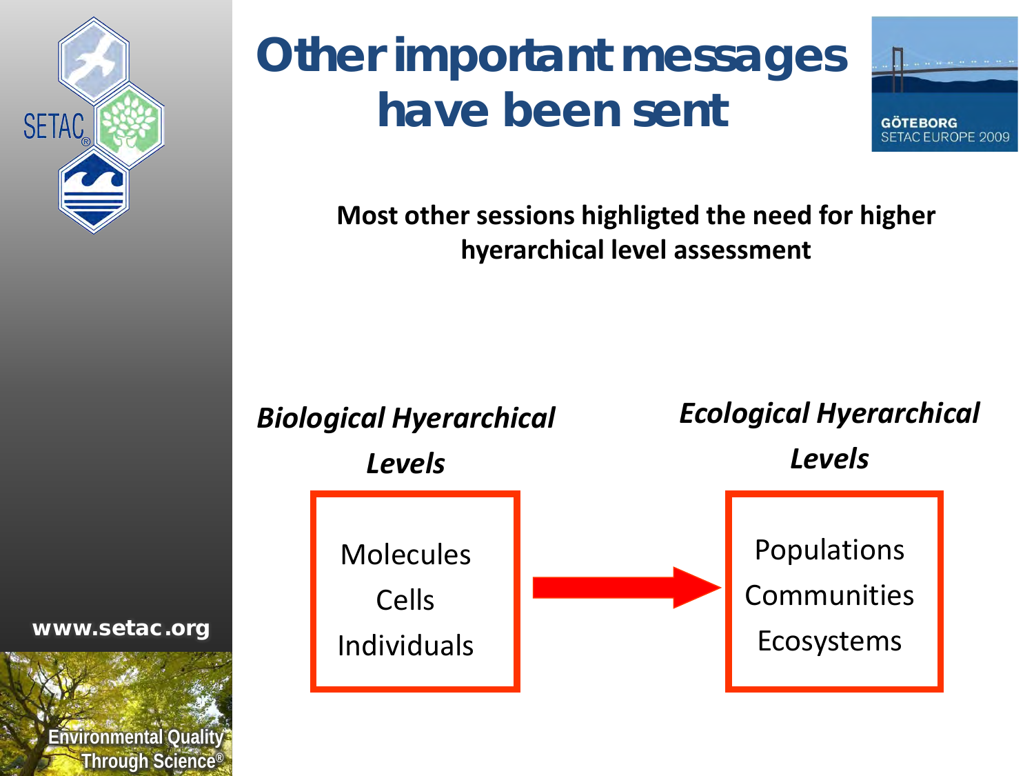# Other important messages have been sent

**Most other sessions highligted the need for higher hyerarchical level assessment**

***Biological Hyerarchical Levels***

- Molecules
- Cells
- Individuals

→

***Ecological Hyerarchical Levels***

- Populations
- Communities
- Ecosystems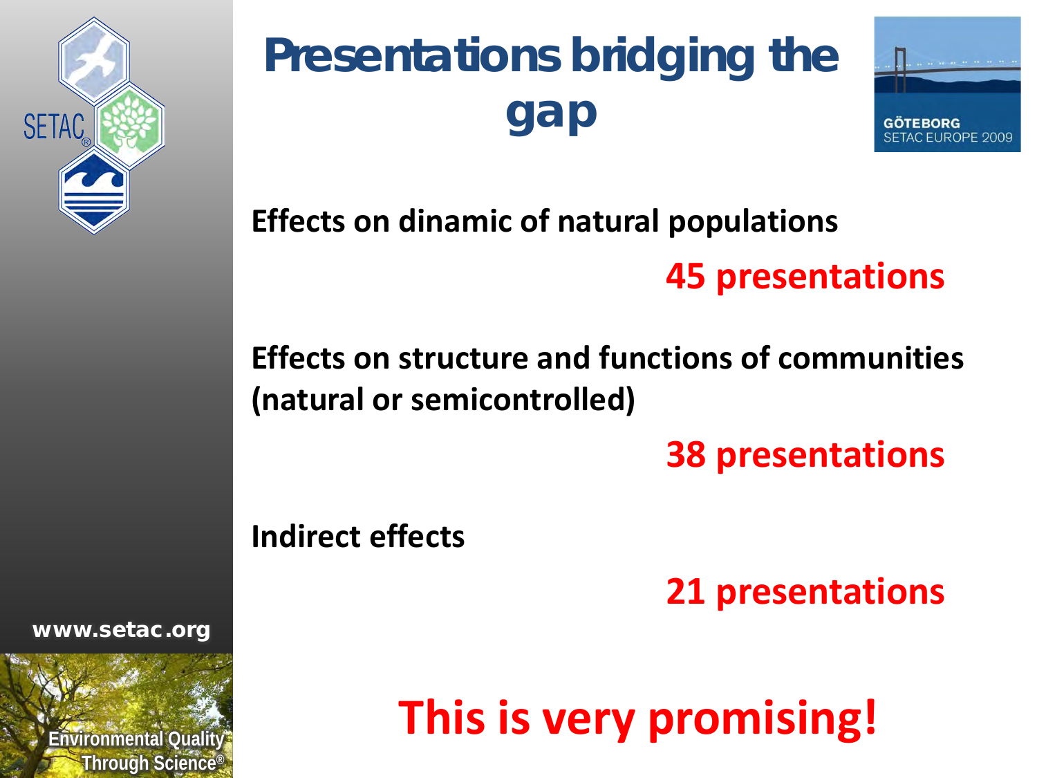# Presentations bridging the gap

**Effects on dinamic of natural populations**

**45 presentations**

**Effects on structure and functions of communities (natural or semicontrolled)**

**38 presentations**

**Indirect effects**

**21 presentations**

**This is very promising!**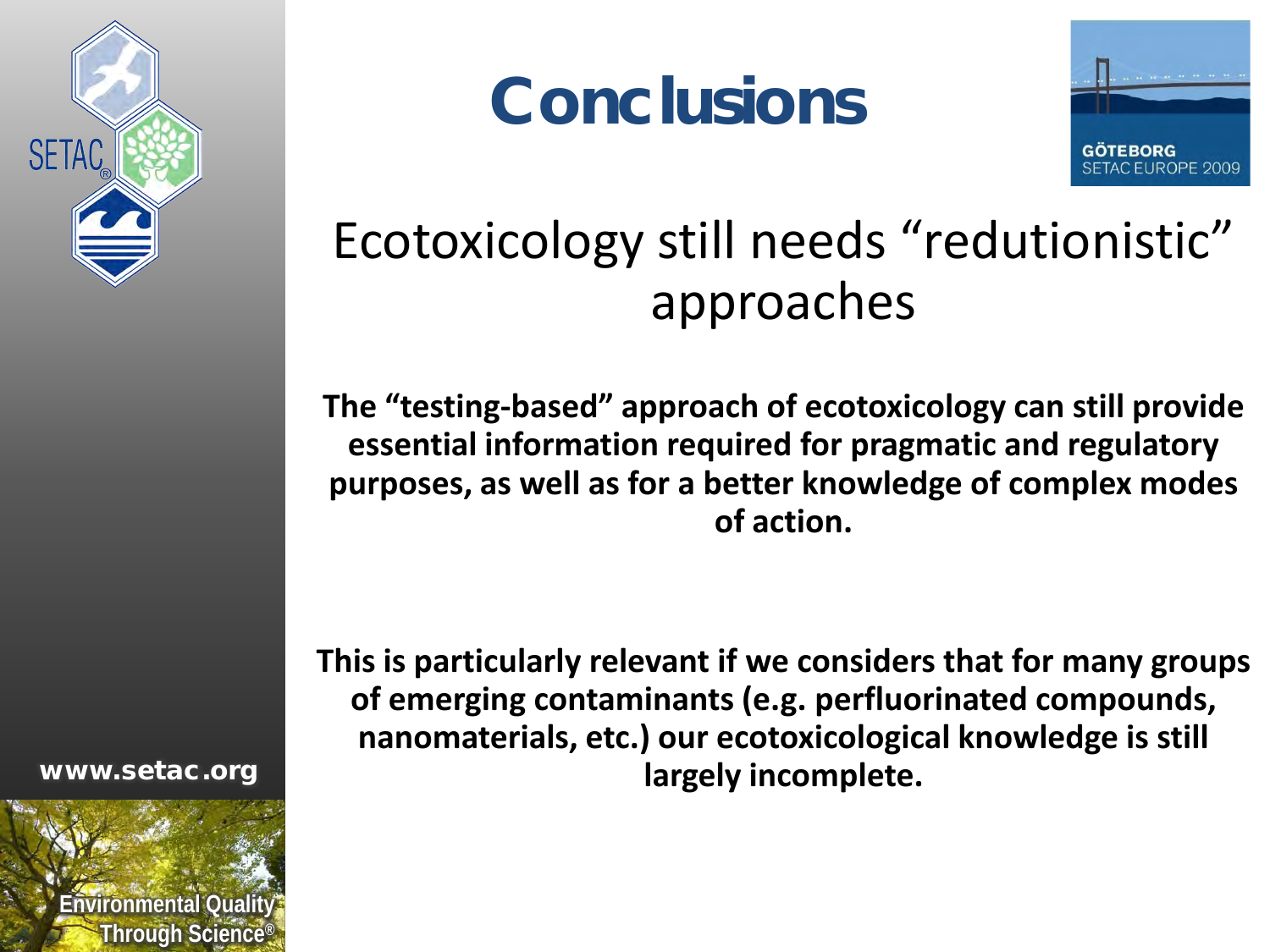# Conclusions

## Ecotoxicology still needs “redutionistic” approaches

**The “testing-based” approach of ecotoxicology can still provide essential information required for pragmatic and regulatory purposes, as well as for a better knowledge of complex modes of action.**

**This is particularly relevant if we considers that for many groups of emerging contaminants (e.g. perfluorinated compounds, nanomaterials, etc.) our ecotoxicological knowledge is still largely incomplete.**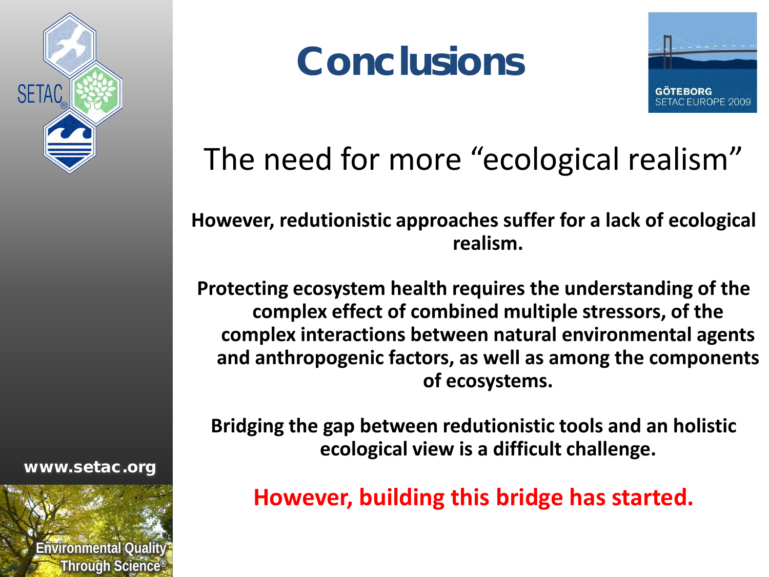# Conclusions

## The need for more "ecological realism"

**However, redutionistic approaches suffer for a lack of ecological realism.**

**Protecting ecosystem health requires the understanding of the complex effect of combined multiple stressors, of the complex interactions between natural environmental agents and anthropogenic factors, as well as among the components of ecosystems.**

**Bridging the gap between redutionistic tools and an holistic ecological view is a difficult challenge.**

**However, building this bridge has started.**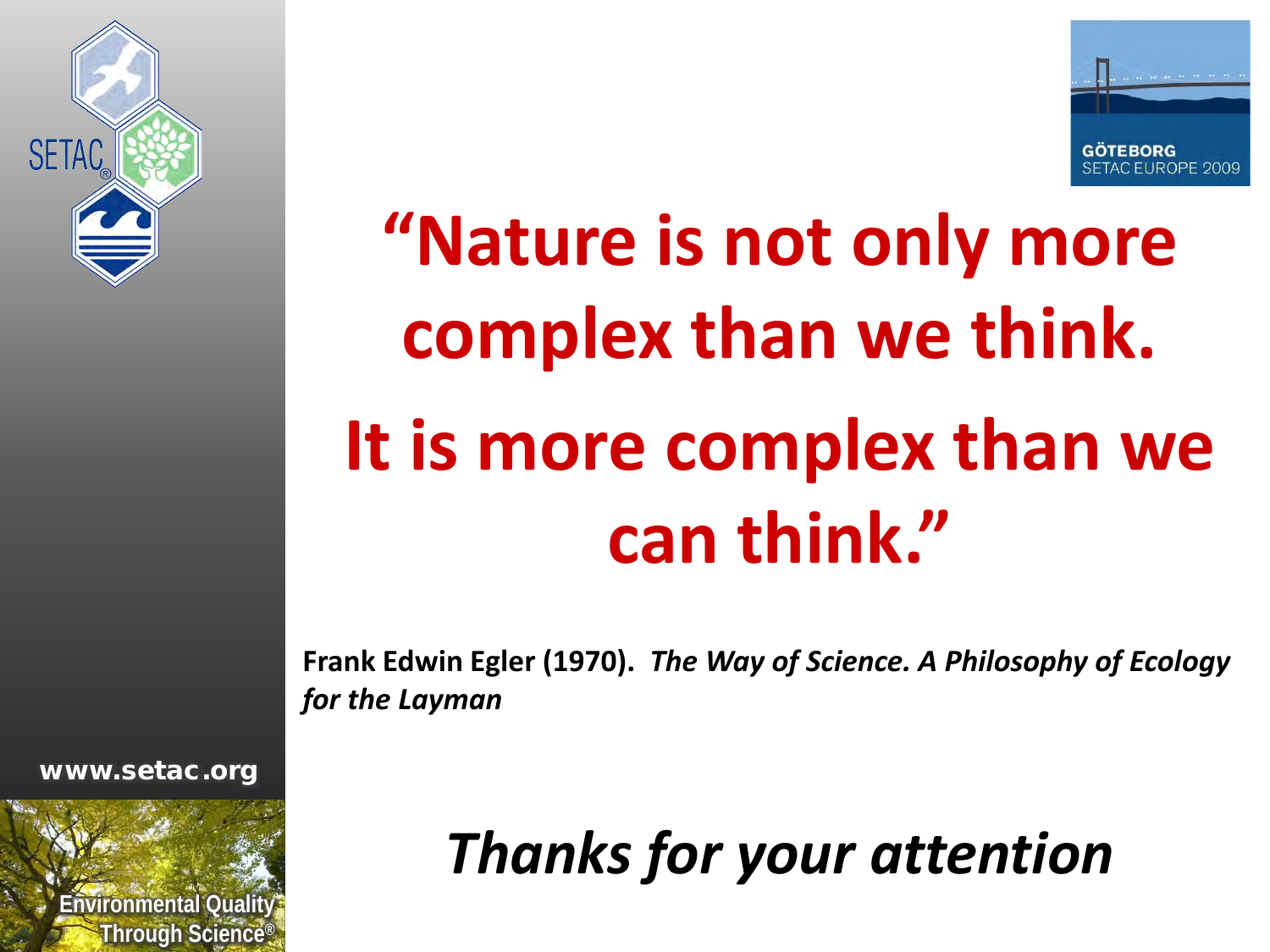# "Nature is not only more complex than we think. It is more complex than we can think."

**Frank Edwin Egler (1970).** ***The Way of Science. A Philosophy of Ecology for the Layman***

*Thanks for your attention*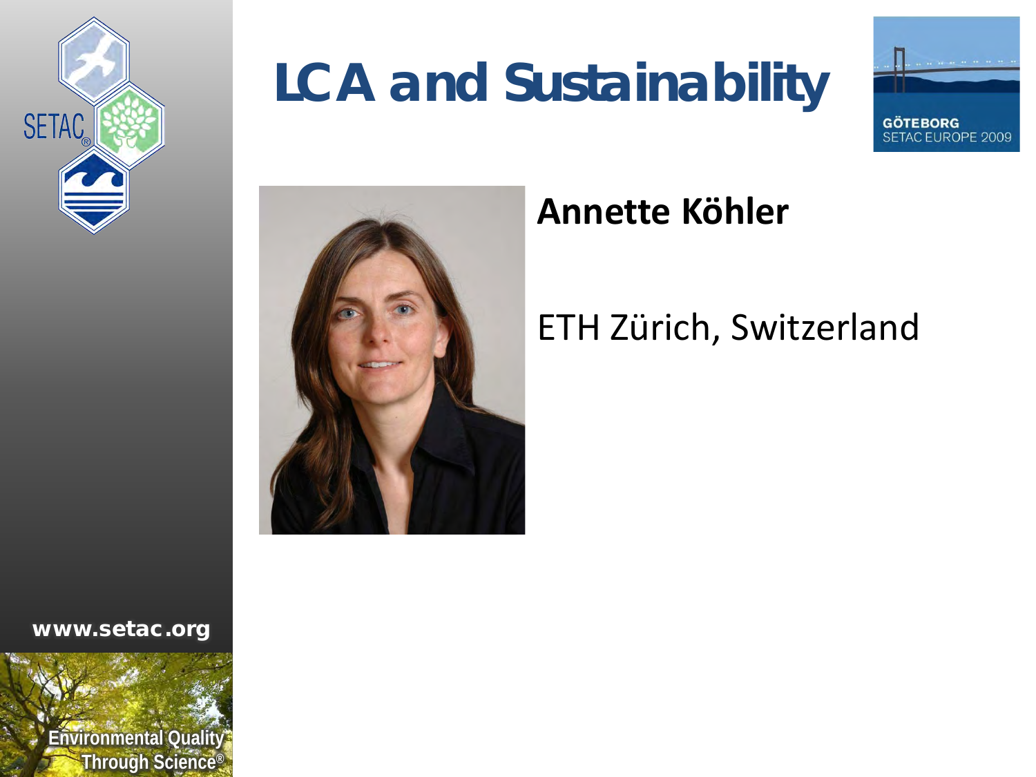# LCA and Sustainability

**Annette Köhler**

ETH Zürich, Switzerland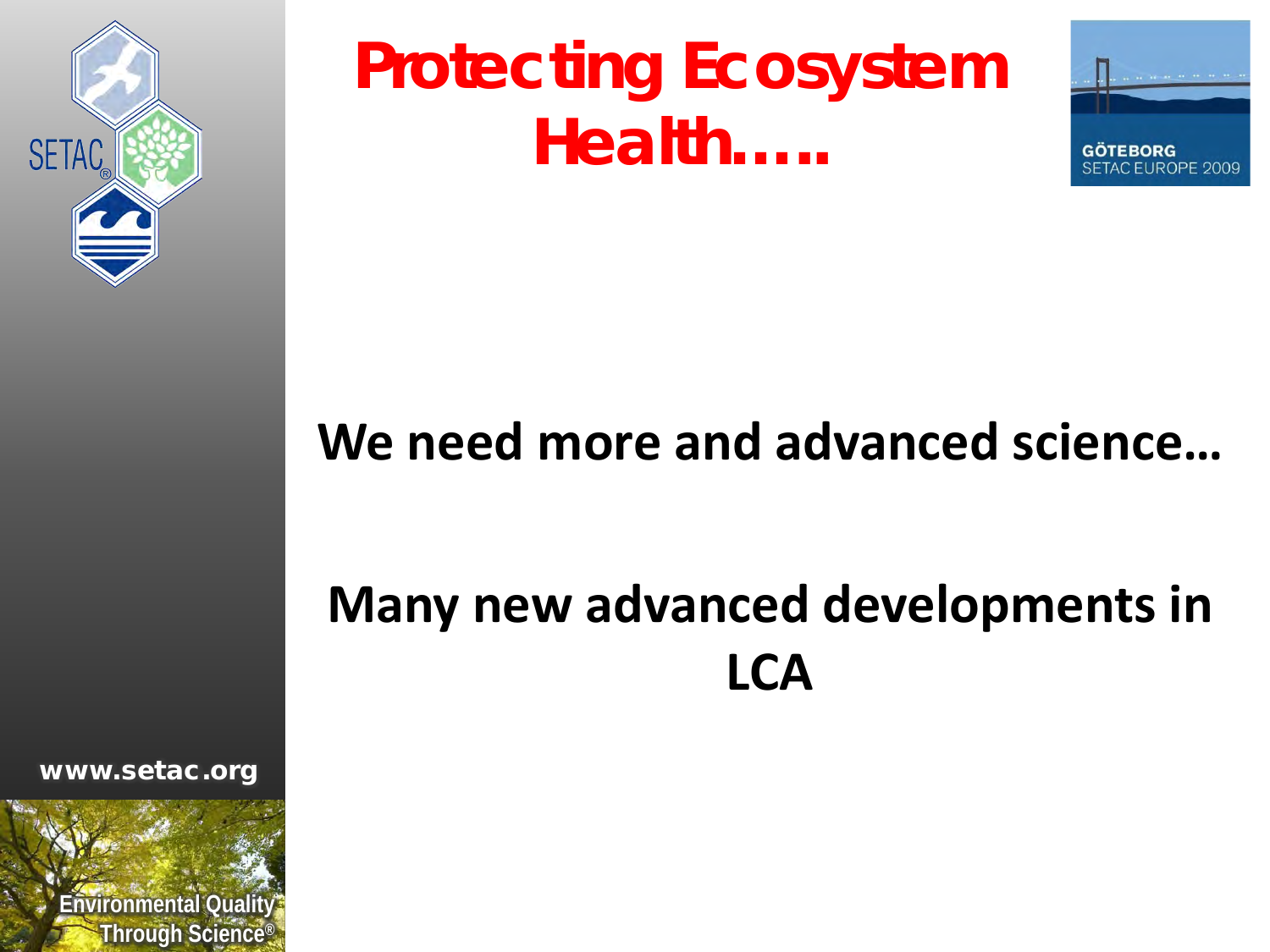# Protecting Ecosystem Health…..

**We need more and advanced science…**

**Many new advanced developments in LCA**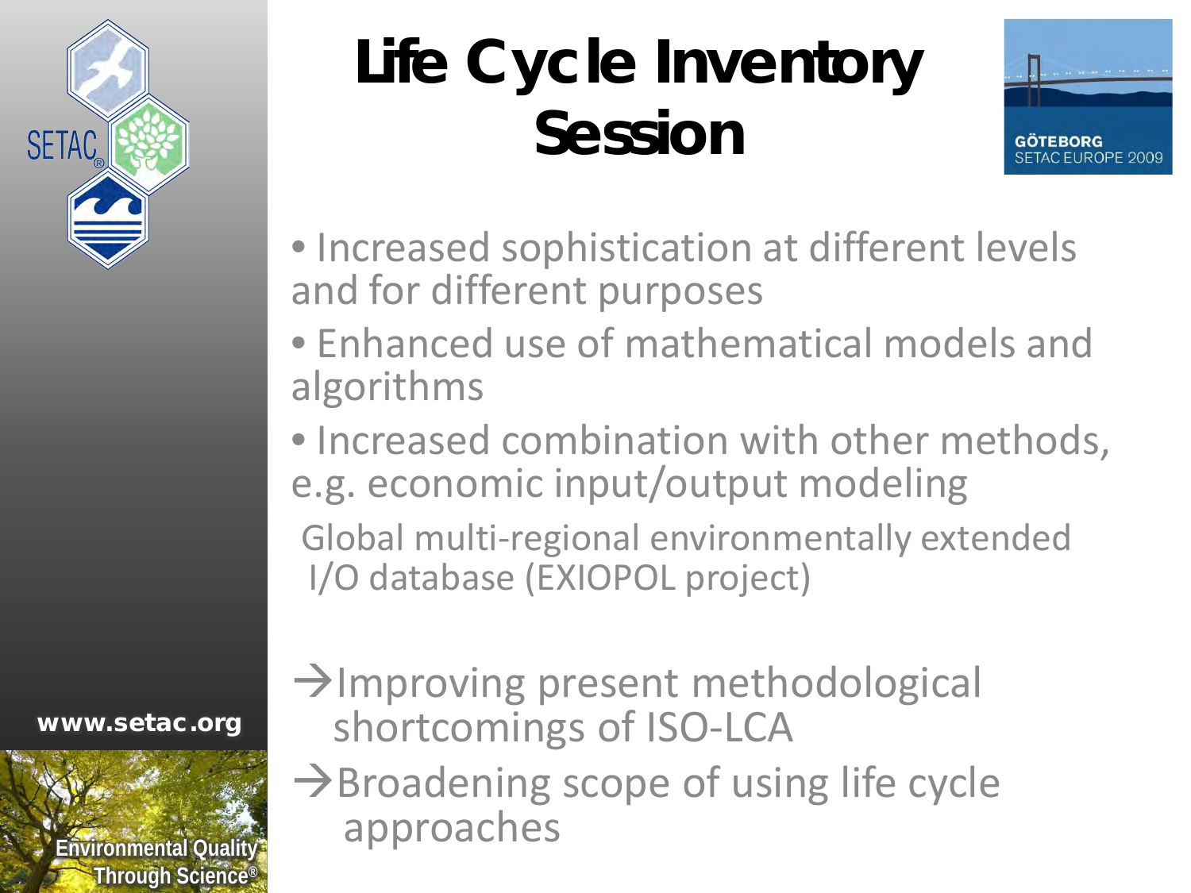# Life Cycle Inventory Session

- Increased sophistication at different levels and for different purposes
- Enhanced use of mathematical models and algorithms
- Increased combination with other methods, e.g. economic input/output modeling

  Global multi-regional environmentally extended I/O database (EXIOPOL project)

→Improving present methodological shortcomings of ISO-LCA

→Broadening scope of using life cycle approaches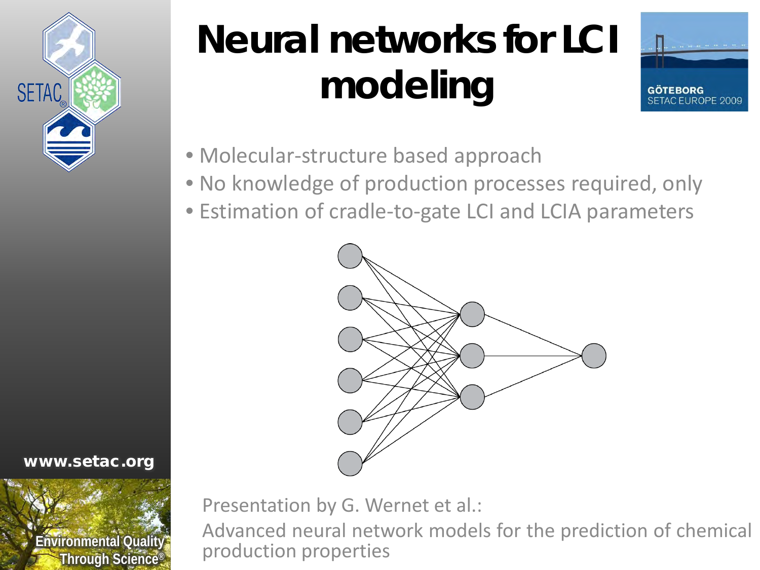# Neural networks for LCI modeling

- Molecular-structure based approach
- No knowledge of production processes required, only
- Estimation of cradle-to-gate LCI and LCIA parameters

Presentation by G. Wernet et al.:
Advanced neural network models for the prediction of chemical production properties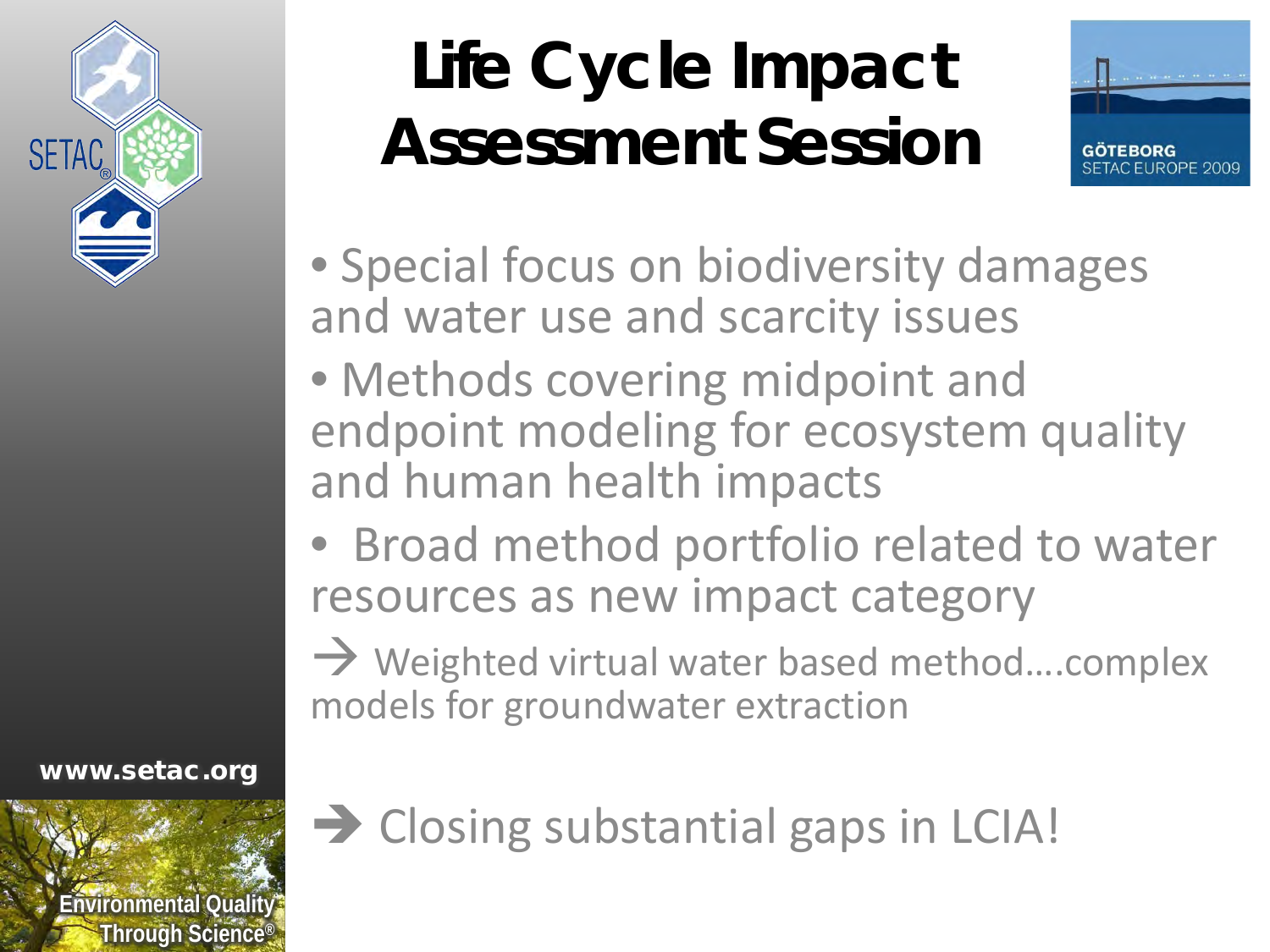# Life Cycle Impact Assessment Session

- Special focus on biodiversity damages and water use and scarcity issues
- Methods covering midpoint and endpoint modeling for ecosystem quality and human health impacts
- Broad method portfolio related to water resources as new impact category

→ Weighted virtual water based method….complex models for groundwater extraction

➔ Closing substantial gaps in LCIA!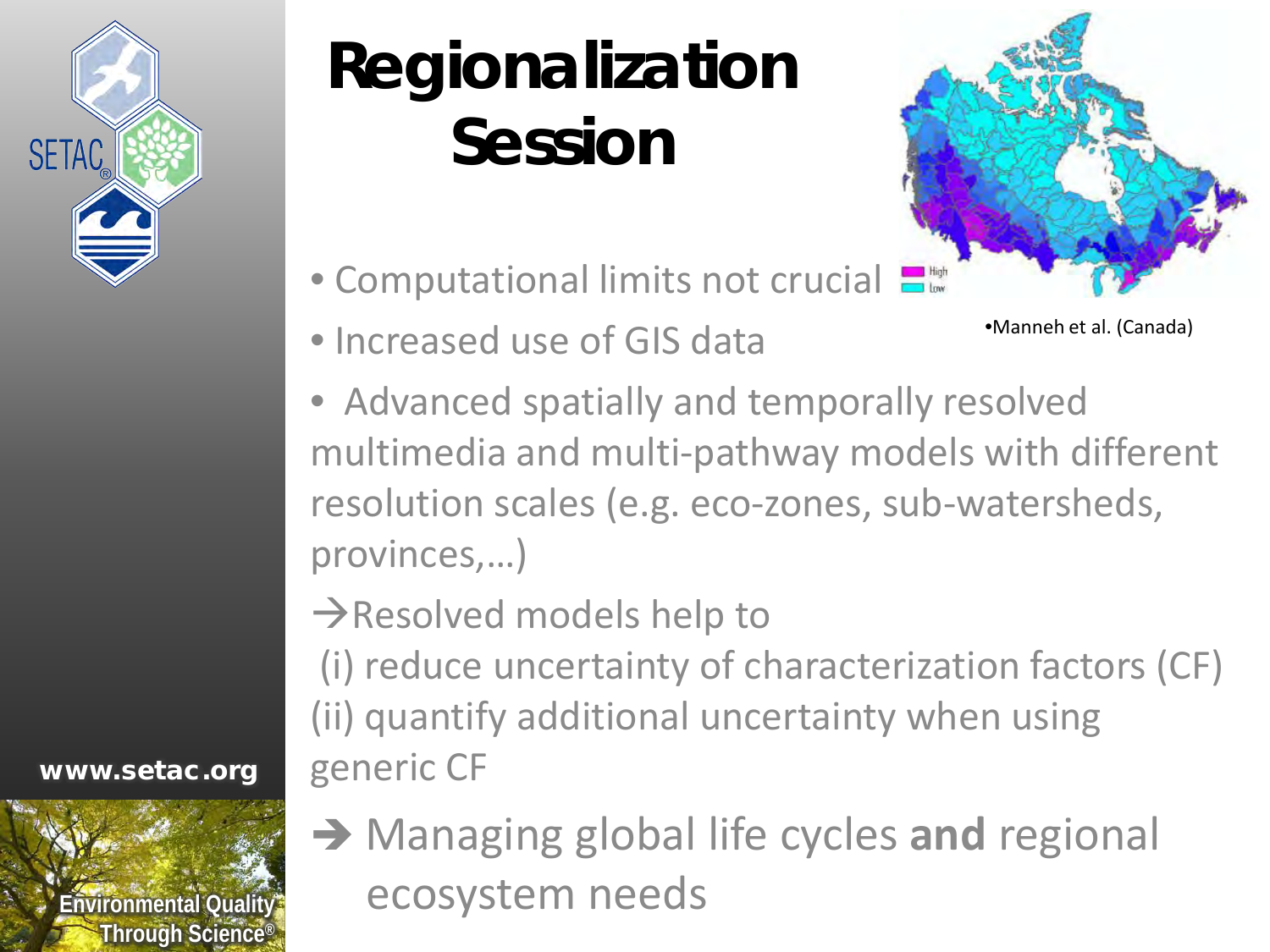# Regionalization Session

- Computational limits not crucial
- Increased use of GIS data

High
Low

•Manneh et al. (Canada)

- Advanced spatially and temporally resolved multimedia and multi-pathway models with different resolution scales (e.g. eco-zones, sub-watersheds, provinces,…)

→Resolved models help to
(i) reduce uncertainty of characterization factors (CF)
(ii) quantify additional uncertainty when using generic CF

→ Managing global life cycles **and** regional ecosystem needs

www.setac.org

Environmental Quality Through Science®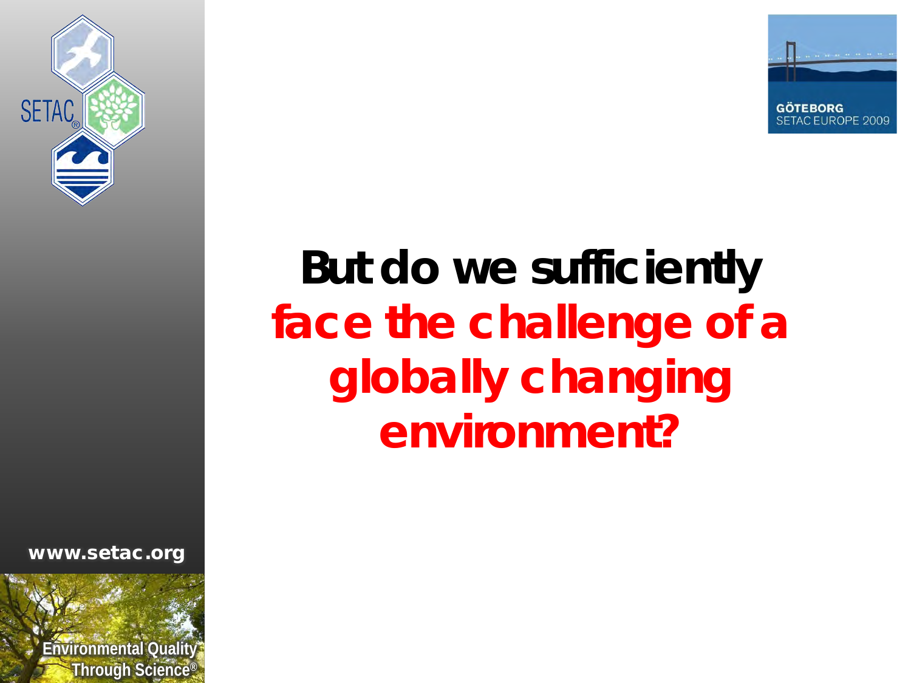**But do we sufficiently face the challenge of a globally changing environment?**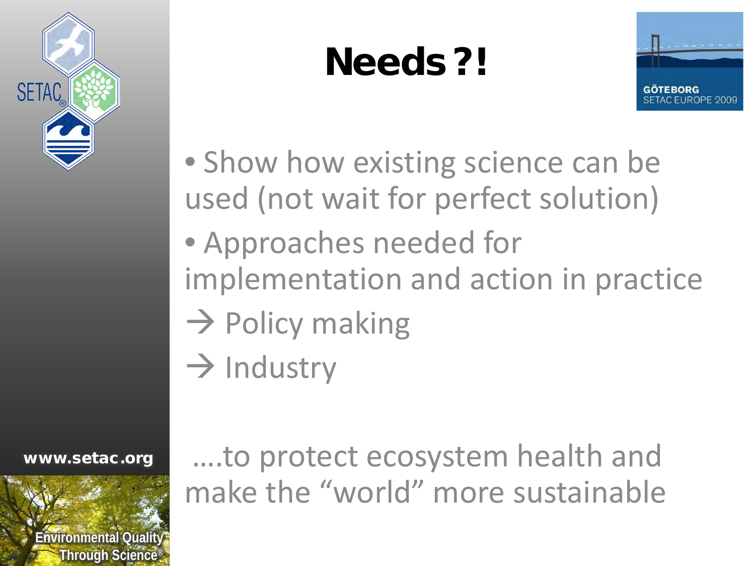# Needs ?!

- Show how existing science can be used (not wait for perfect solution)
- Approaches needed for implementation and action in practice

→ Policy making

→ Industry

….to protect ecosystem health and make the “world” more sustainable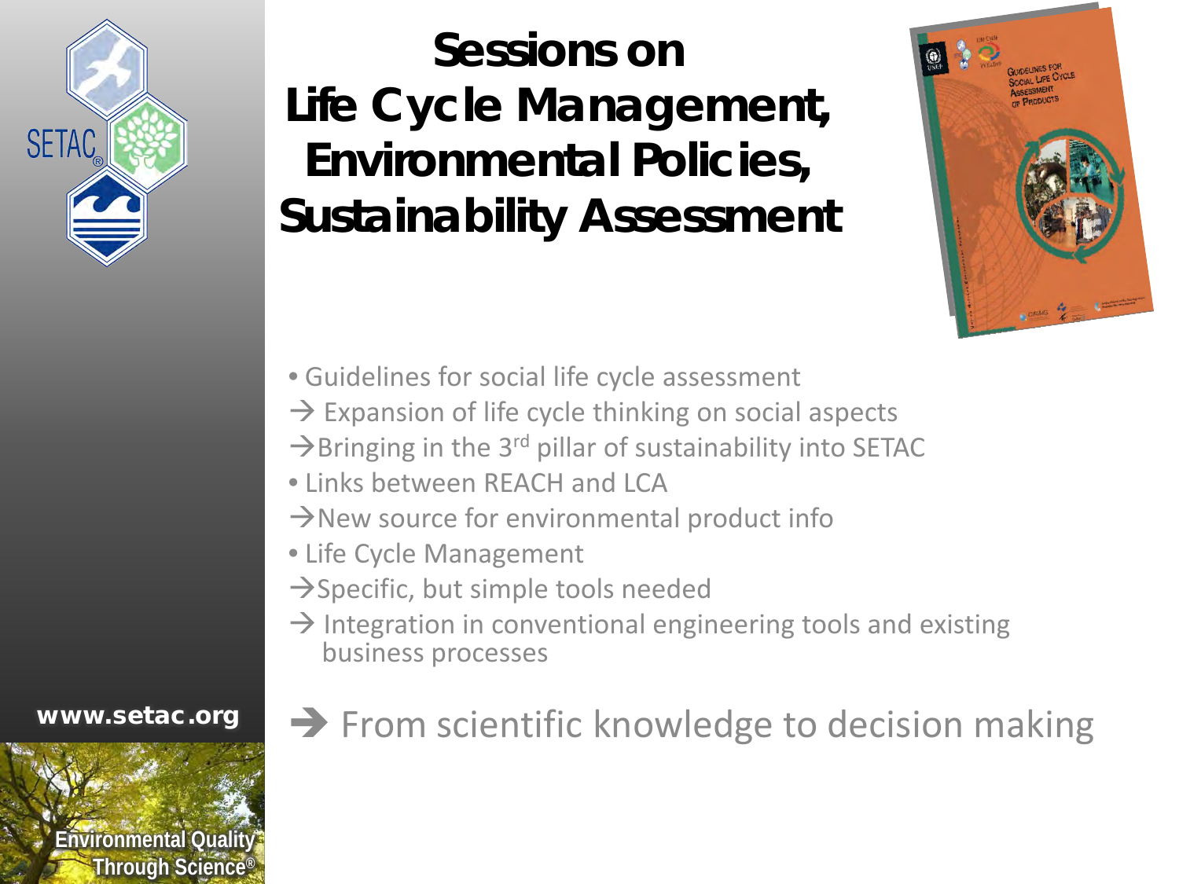# Sessions on Life Cycle Management, Environmental Policies, Sustainability Assessment

- Guidelines for social life cycle assessment
  - → Expansion of life cycle thinking on social aspects
  - → Bringing in the 3rd pillar of sustainability into SETAC
- Links between REACH and LCA
  - → New source for environmental product info
- Life Cycle Management
  - → Specific, but simple tools needed
  - → Integration in conventional engineering tools and existing business processes

➔ From scientific knowledge to decision making

www.setac.org

Environmental Quality Through Science®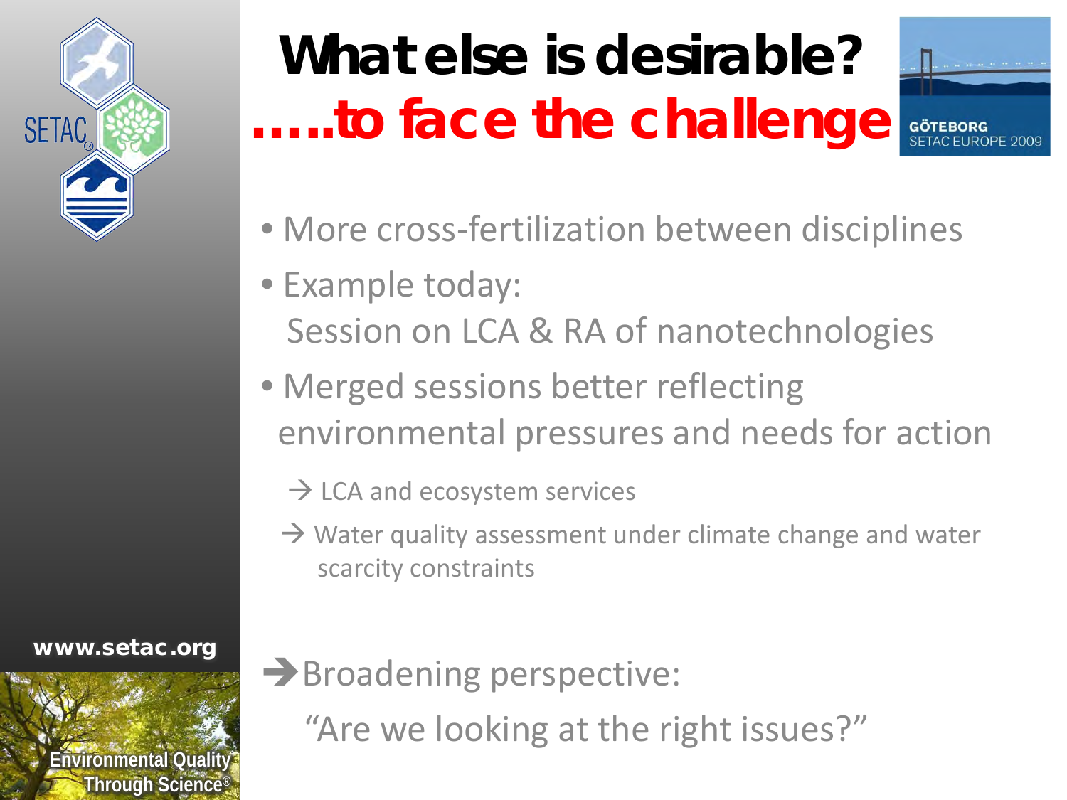# What else is desirable?
## .....to face the challenge

- More cross-fertilization between disciplines
- Example today:
  Session on LCA & RA of nanotechnologies
- Merged sessions better reflecting environmental pressures and needs for action
  - → LCA and ecosystem services
  - → Water quality assessment under climate change and water scarcity constraints

➔Broadening perspective:

"Are we looking at the right issues?"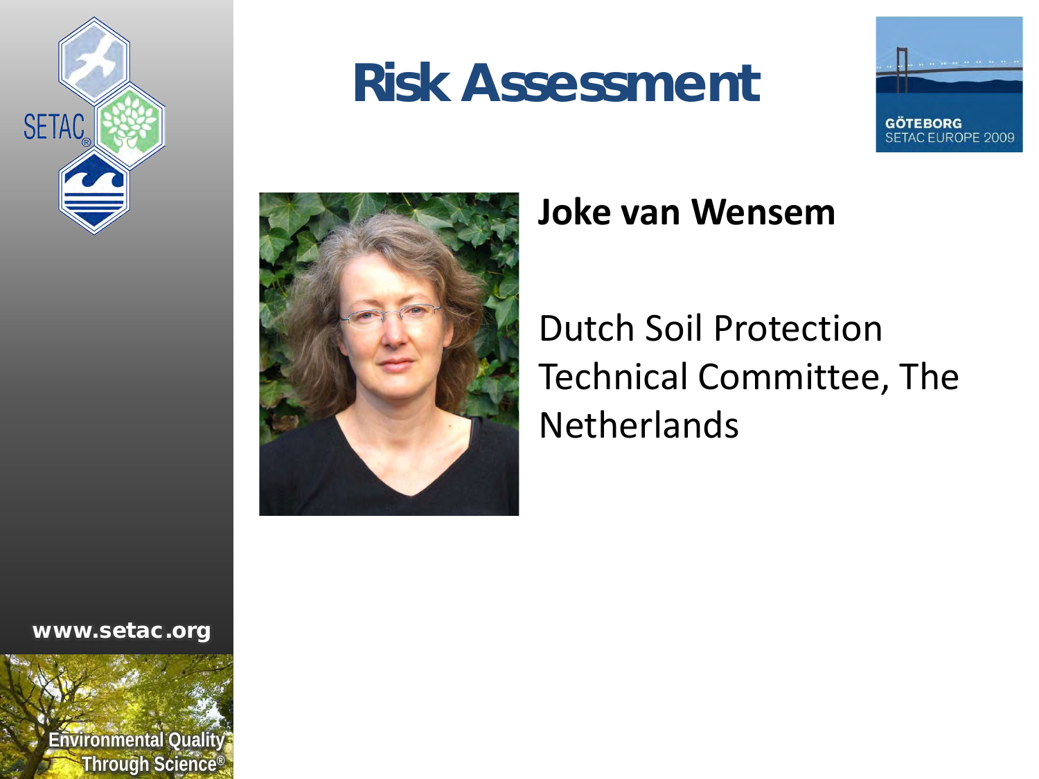# Risk Assessment

**Joke van Wensem**

Dutch Soil Protection Technical Committee, The Netherlands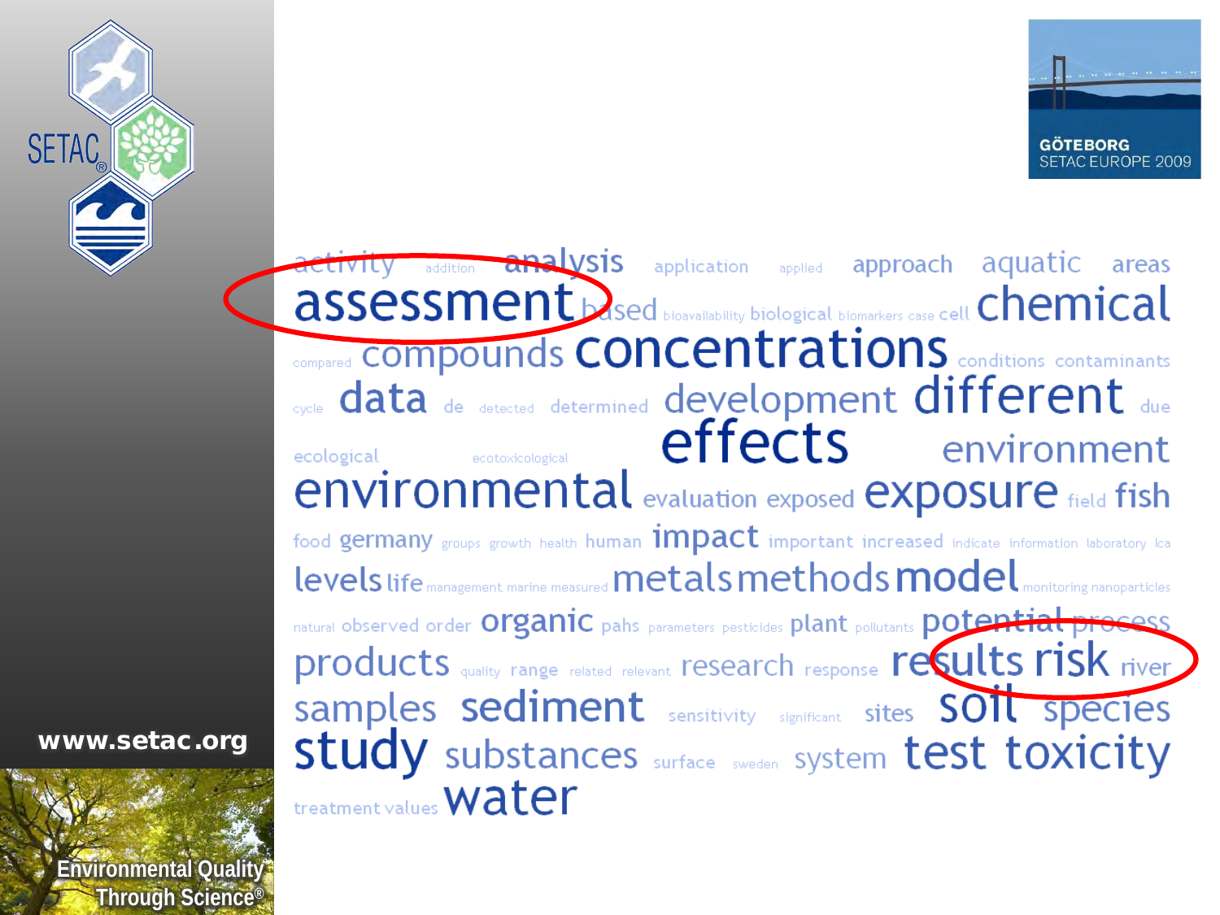activity addition analysis application applied approach aquatic areas
**assessment** based bioavailability biological biomarkers case cell **chemical**
compared compounds **concentrations** conditions contaminants
cycle **data** de detected determined development **different** due
ecological ecotoxicological **effects** environment
**environmental** evaluation exposed **exposure** field fish
food germany groups growth health human **impact** important increased indicate information laboratory lca
levels life management marine measured metals methods **model** monitoring nanoparticles
natural observed order **organic** pahs parameters pesticides plant pollutants potential process
products quality range related relevant research response **results risk** river
samples **sediment** sensitivity significant sites **soil** species
**study** substances surface sweden system **test toxicity**
treatment values **water**

www.setac.org

Environmental Quality Through Science®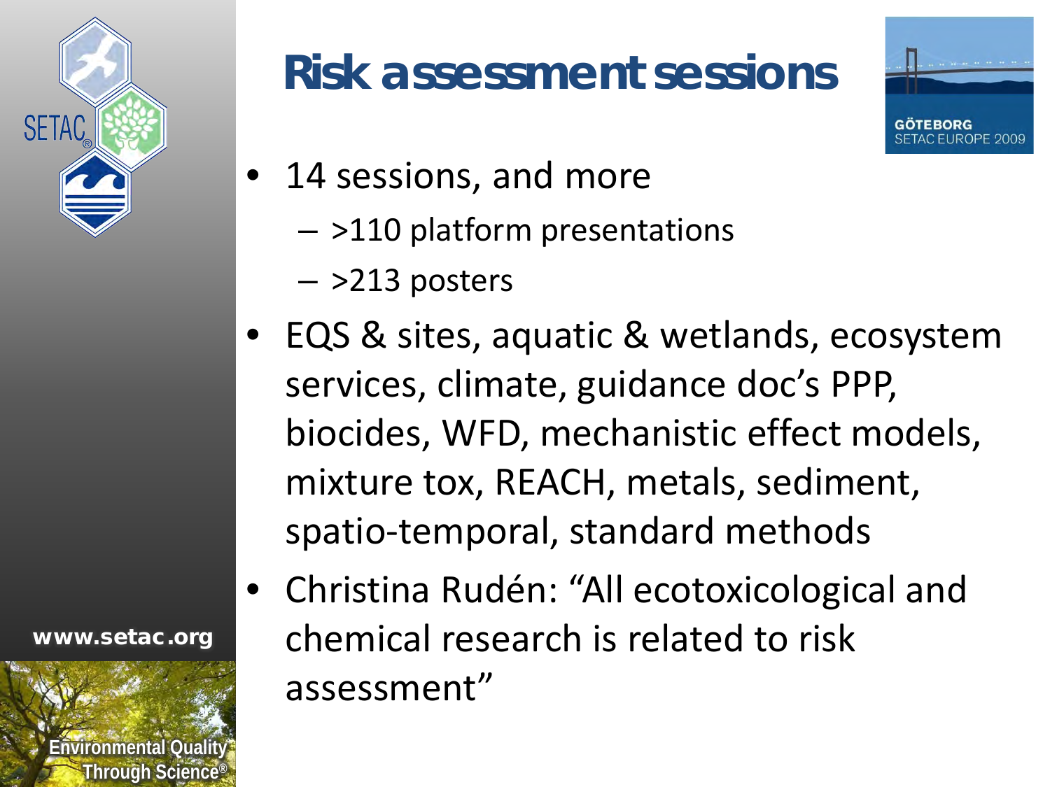# Risk assessment sessions

- 14 sessions, and more
  - >110 platform presentations
  - >213 posters
- EQS & sites, aquatic & wetlands, ecosystem services, climate, guidance doc's PPP, biocides, WFD, mechanistic effect models, mixture tox, REACH, metals, sediment, spatio-temporal, standard methods
- Christina Rudén: "All ecotoxicological and chemical research is related to risk assessment"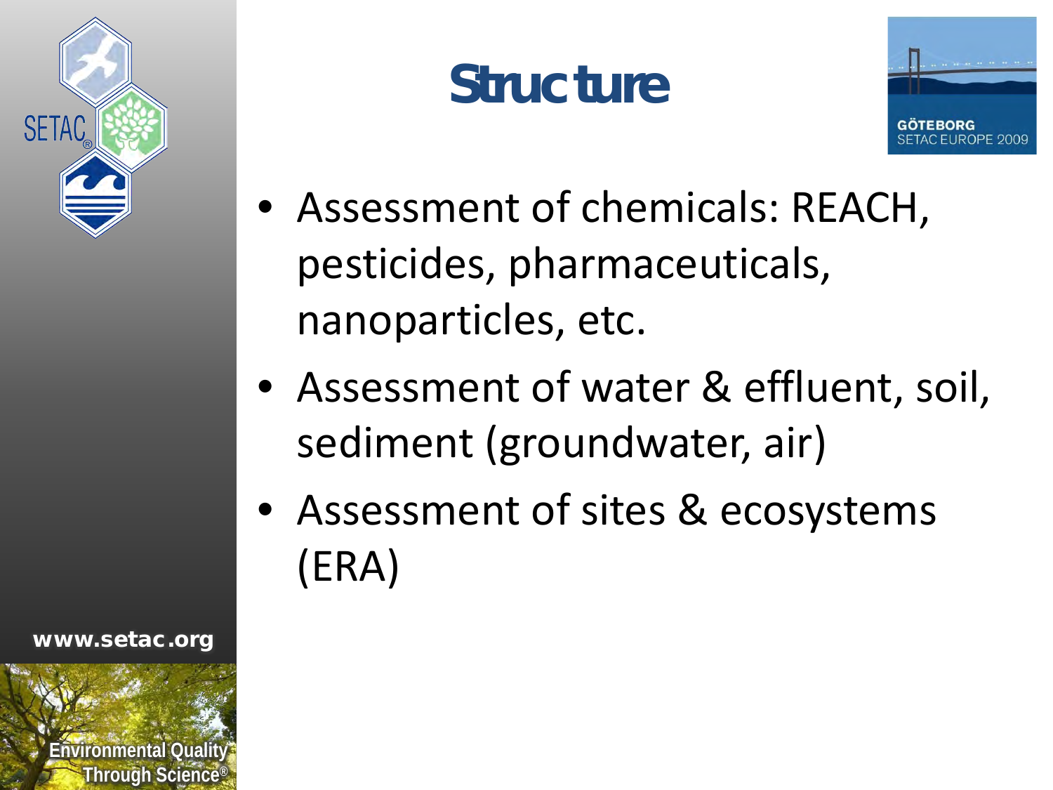# Structure

- Assessment of chemicals: REACH, pesticides, pharmaceuticals, nanoparticles, etc.
- Assessment of water & effluent, soil, sediment (groundwater, air)
- Assessment of sites & ecosystems (ERA)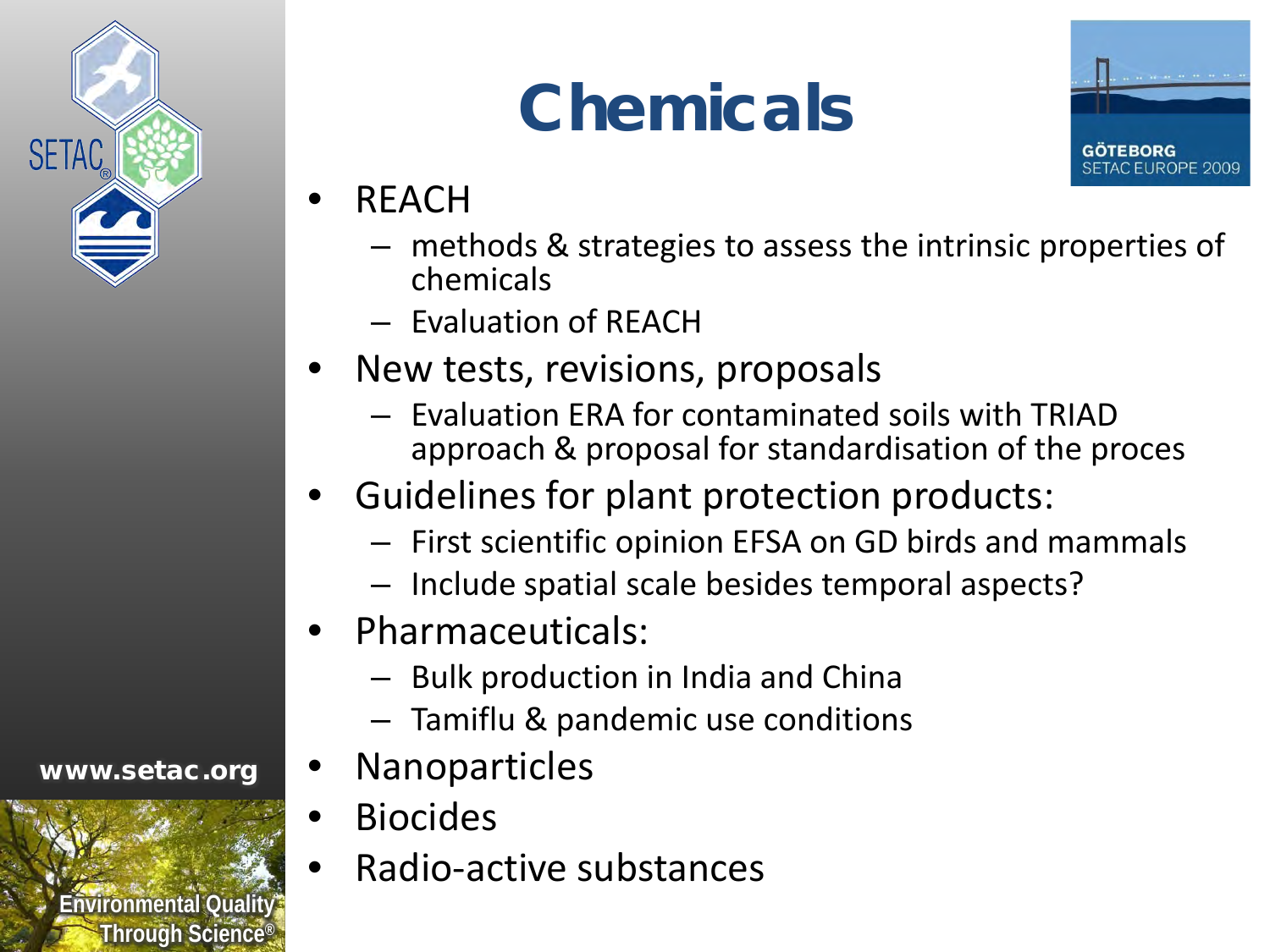# Chemicals

- REACH
  - methods & strategies to assess the intrinsic properties of chemicals
  - Evaluation of REACH
- New tests, revisions, proposals
  - Evaluation ERA for contaminated soils with TRIAD approach & proposal for standardisation of the proces
- Guidelines for plant protection products:
  - First scientific opinion EFSA on GD birds and mammals
  - Include spatial scale besides temporal aspects?
- Pharmaceuticals:
  - Bulk production in India and China
  - Tamiflu & pandemic use conditions
- Nanoparticles
- Biocides
- Radio-active substances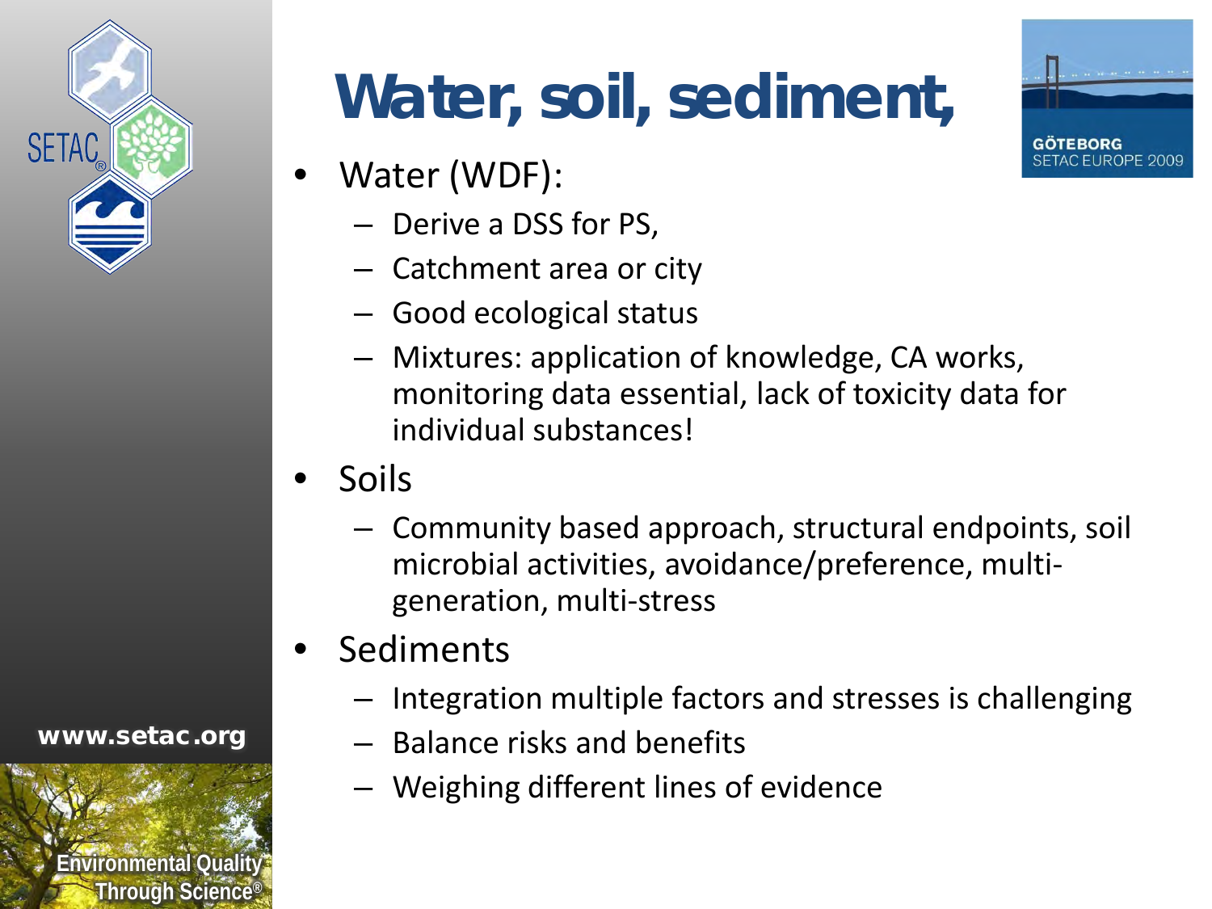# Water, soil, sediment,

- Water (WDF):
  - Derive a DSS for PS,
  - Catchment area or city
  - Good ecological status
  - Mixtures: application of knowledge, CA works, monitoring data essential, lack of toxicity data for individual substances!
- Soils
  - Community based approach, structural endpoints, soil microbial activities, avoidance/preference, multi-generation, multi-stress
- Sediments
  - Integration multiple factors and stresses is challenging
  - Balance risks and benefits
  - Weighing different lines of evidence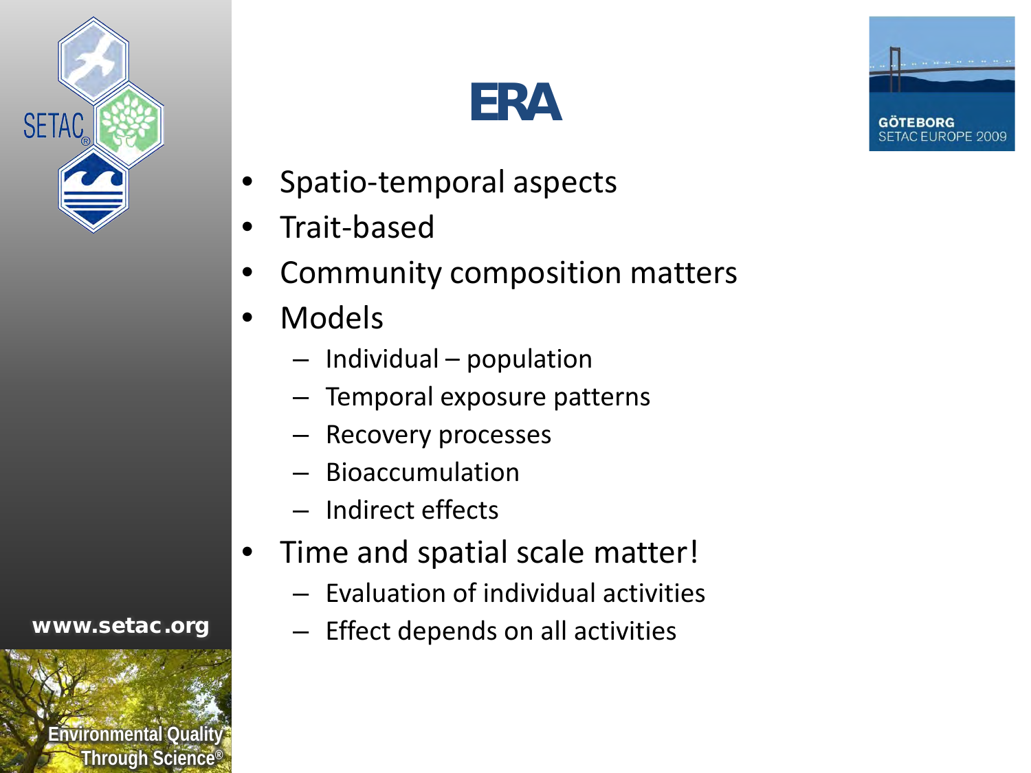# ERA

- Spatio-temporal aspects
- Trait-based
- Community composition matters
- Models
  - Individual – population
  - Temporal exposure patterns
  - Recovery processes
  - Bioaccumulation
  - Indirect effects
- Time and spatial scale matter!
  - Evaluation of individual activities
  - Effect depends on all activities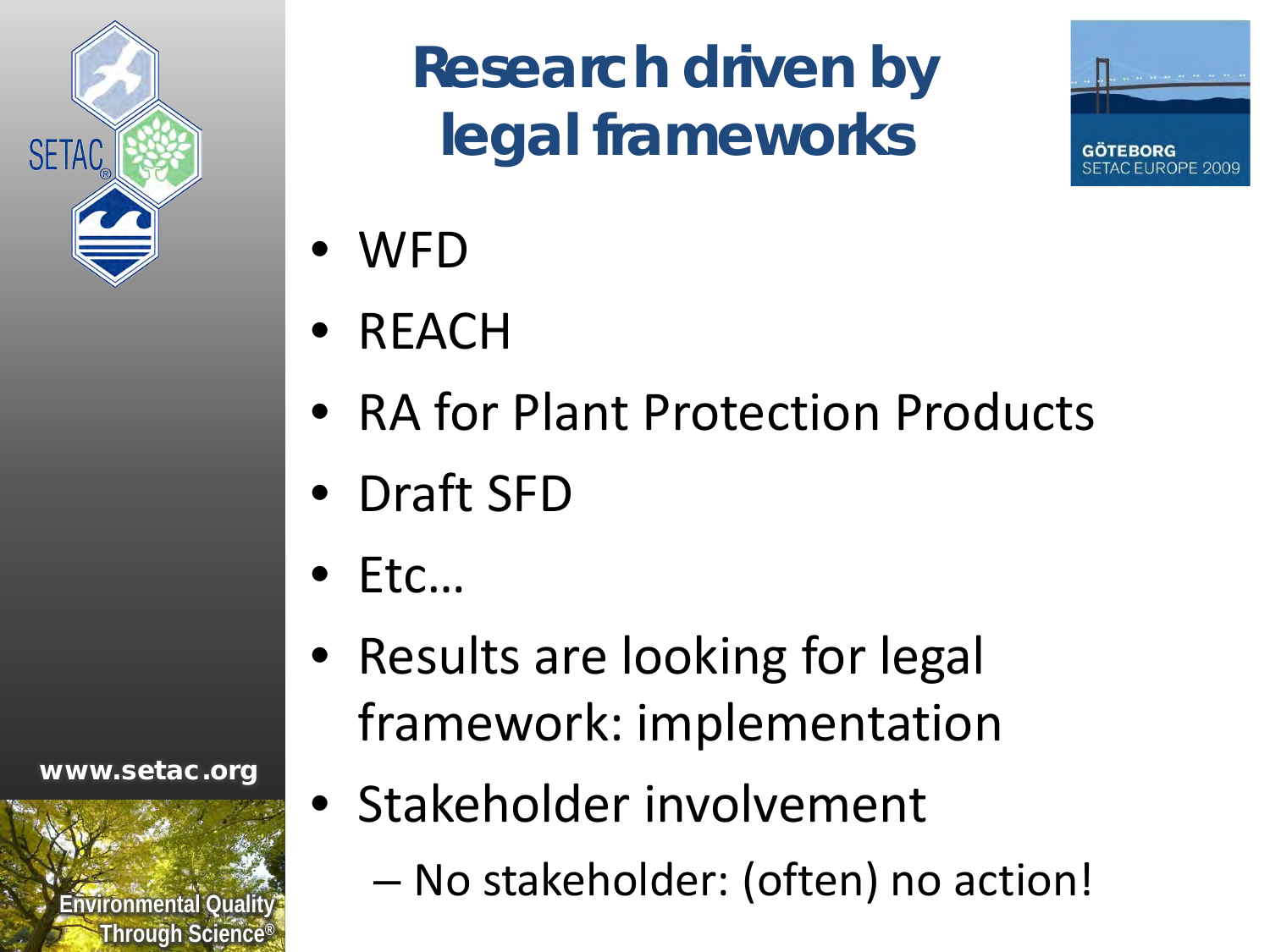# Research driven by legal frameworks

- WFD
- REACH
- RA for Plant Protection Products
- Draft SFD
- Etc…
- Results are looking for legal framework: implementation
- Stakeholder involvement
  - No stakeholder: (often) no action!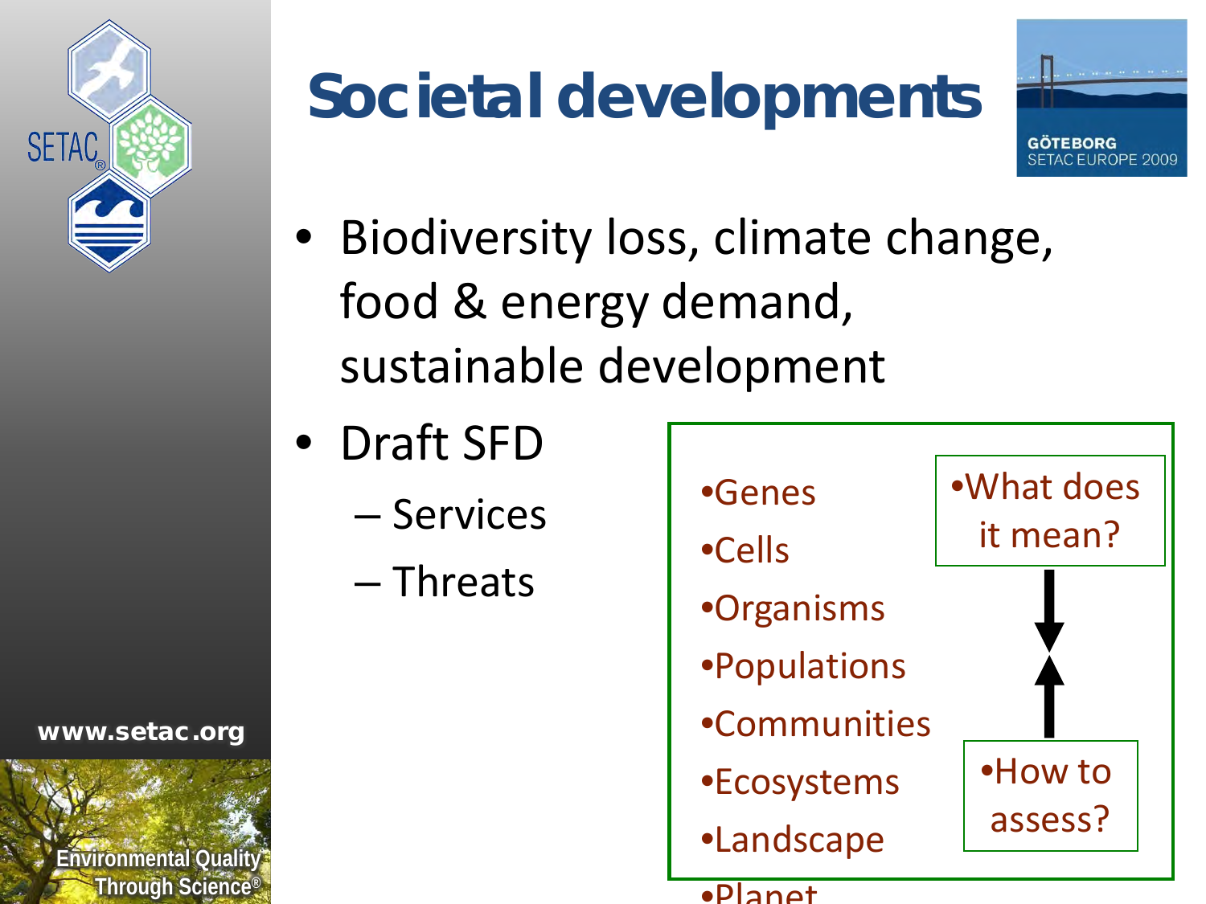# Societal developments

- Biodiversity loss, climate change, food & energy demand, sustainable development
- Draft SFD
  - Services
  - Threats

- Genes
- Cells
- Organisms
- Populations
- Communities
- Ecosystems
- Landscape
- Planet

- What does it mean?
- How to assess?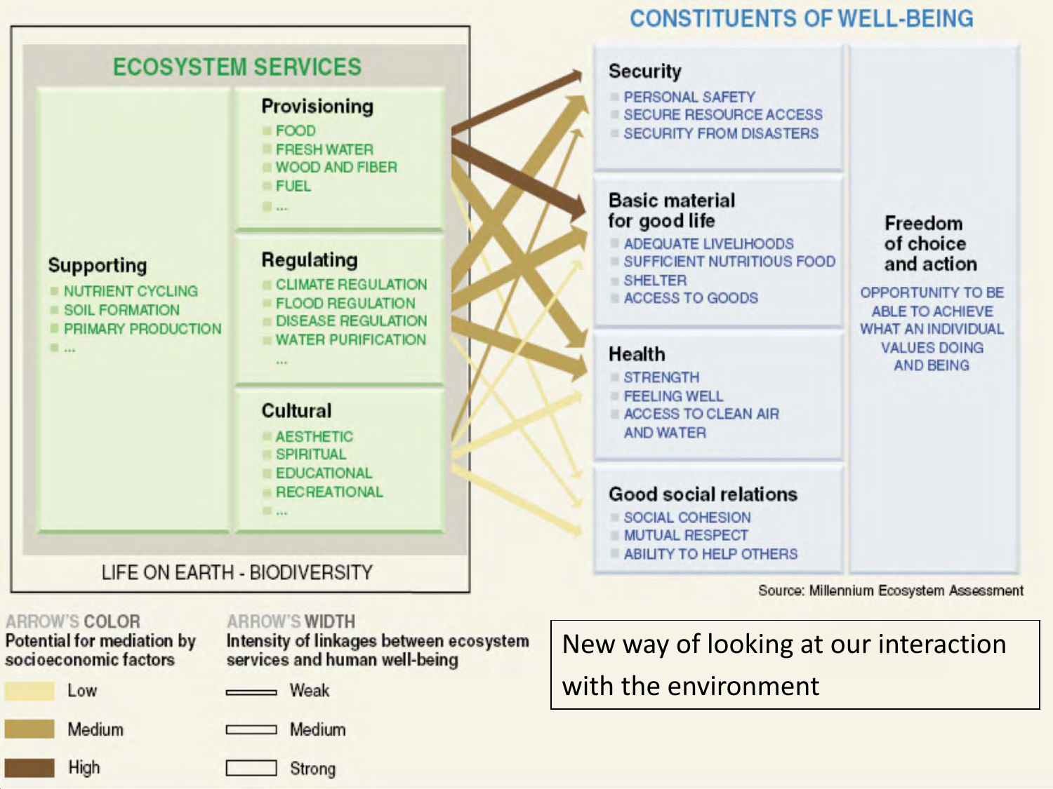## ECOSYSTEM SERVICES

**Supporting**
- NUTRIENT CYCLING
- SOIL FORMATION
- PRIMARY PRODUCTION
- ...

**Provisioning**
- FOOD
- FRESH WATER
- WOOD AND FIBER
- FUEL
- ...

**Regulating**
- CLIMATE REGULATION
- FLOOD REGULATION
- DISEASE REGULATION
- WATER PURIFICATION
- ...

**Cultural**
- AESTHETIC
- SPIRITUAL
- EDUCATIONAL
- RECREATIONAL
- ...

LIFE ON EARTH - BIODIVERSITY

## CONSTITUENTS OF WELL-BEING

**Security**
- PERSONAL SAFETY
- SECURE RESOURCE ACCESS
- SECURITY FROM DISASTERS

**Basic material for good life**
- ADEQUATE LIVELIHOODS
- SUFFICIENT NUTRITIOUS FOOD
- SHELTER
- ACCESS TO GOODS

**Health**
- STRENGTH
- FEELING WELL
- ACCESS TO CLEAN AIR AND WATER

**Good social relations**
- SOCIAL COHESION
- MUTUAL RESPECT
- ABILITY TO HELP OTHERS

**Freedom of choice and action**

OPPORTUNITY TO BE ABLE TO ACHIEVE WHAT AN INDIVIDUAL VALUES DOING AND BEING

Source: Millennium Ecosystem Assessment

**ARROW'S COLOR**
Potential for mediation by socioeconomic factors
- Low
- Medium
- High

**ARROW'S WIDTH**
Intensity of linkages between ecosystem services and human well-being
- Weak
- Medium
- Strong

New way of looking at our interaction with the environment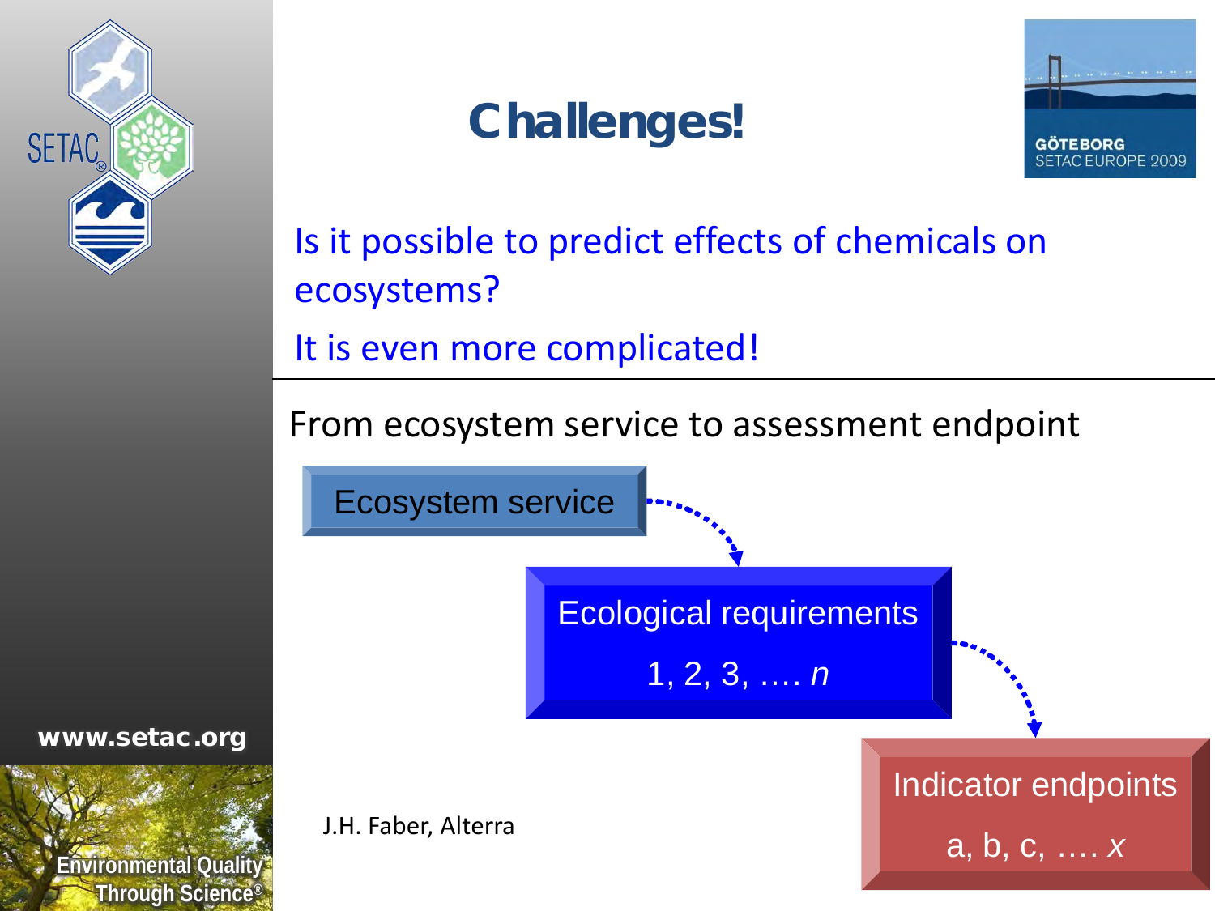# Challenges!

Is it possible to predict effects of chemicals on ecosystems?

It is even more complicated!

From ecosystem service to assessment endpoint

Ecosystem service

Ecological requirements

1, 2, 3, …. *n*

Indicator endpoints

a, b, c, …. *x*

J.H. Faber, Alterra